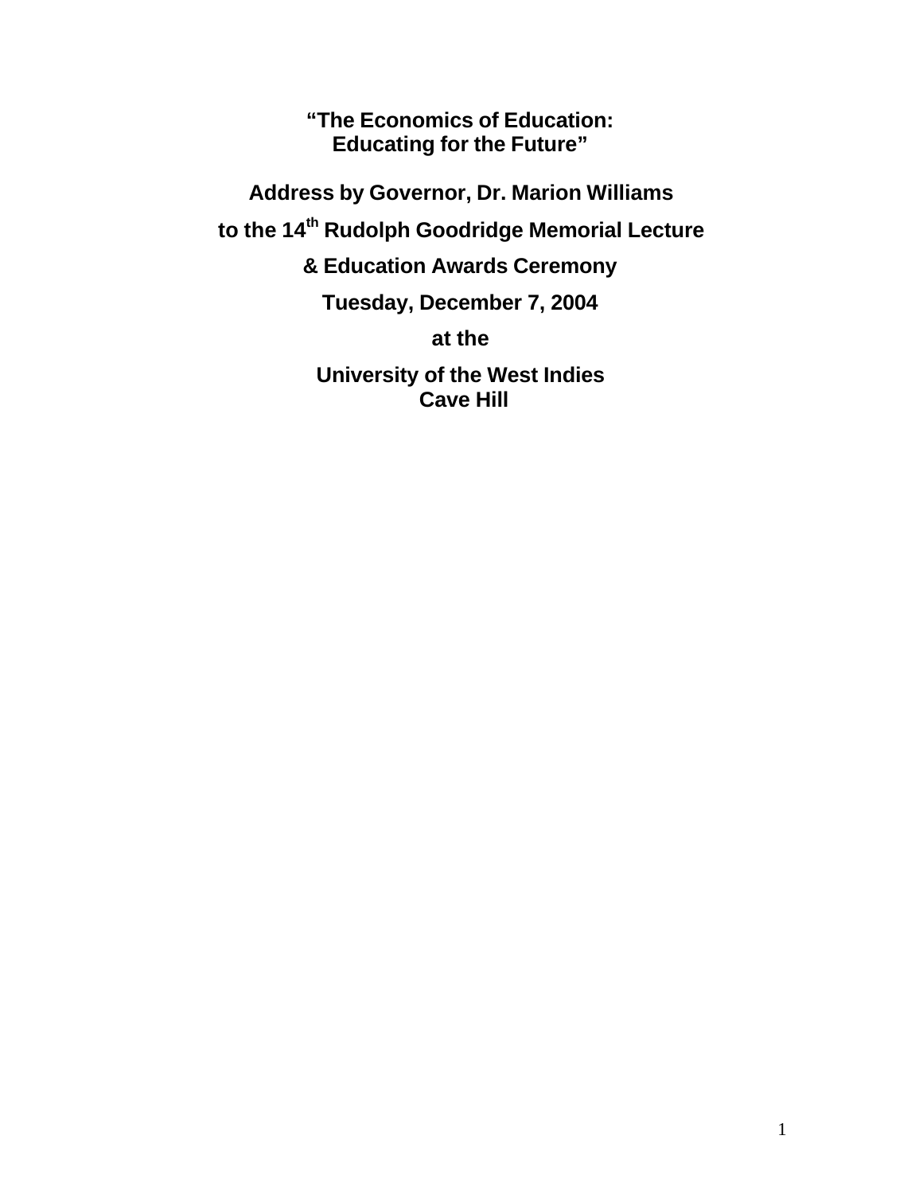# "The Economics of Education: Educating for the Future"

**Address by Governor, Dr. Marion Williams**

**to the 14th Rudolph Goodridge Memorial Lecture**

**& Education Awards Ceremony**

**Tuesday, December 7, 2004**

**at the**

**University of the West Indies Cave Hill**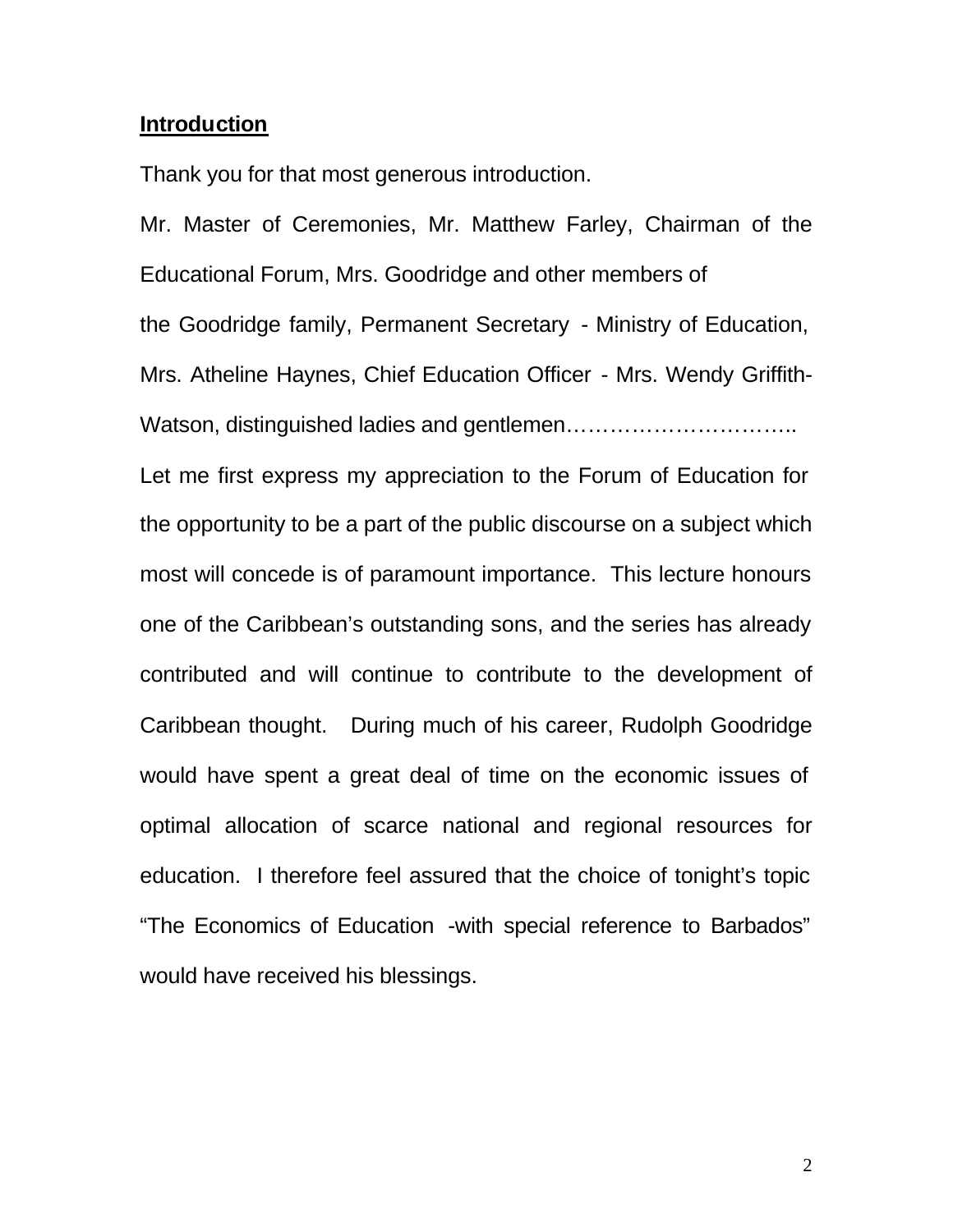**Introduction**

Thank you for that most generous introduction.

Mr. Master of Ceremonies, Mr. Matthew Farley, Chairman of the Educational Forum, Mrs. Goodridge and other members of the Goodridge family, Permanent Secretary - Ministry of Education, Mrs. Atheline Haynes, Chief Education Officer - Mrs. Wendy Griffith-Watson, distinguished ladies and gentlemen…………………………..

Let me first express my appreciation to the Forum of Education for the opportunity to be a part of the public discourse on a subject which most will concede is of paramount importance. This lecture honours one of the Caribbean's outstanding sons, and the series has already contributed and will continue to contribute to the development of Caribbean thought. During much of his career, Rudolph Goodridge would have spent a great deal of time on the economic issues of optimal allocation of scarce national and regional resources for education. I therefore feel assured that the choice of tonight's topic "The Economics of Education -with special reference to Barbados" would have received his blessings.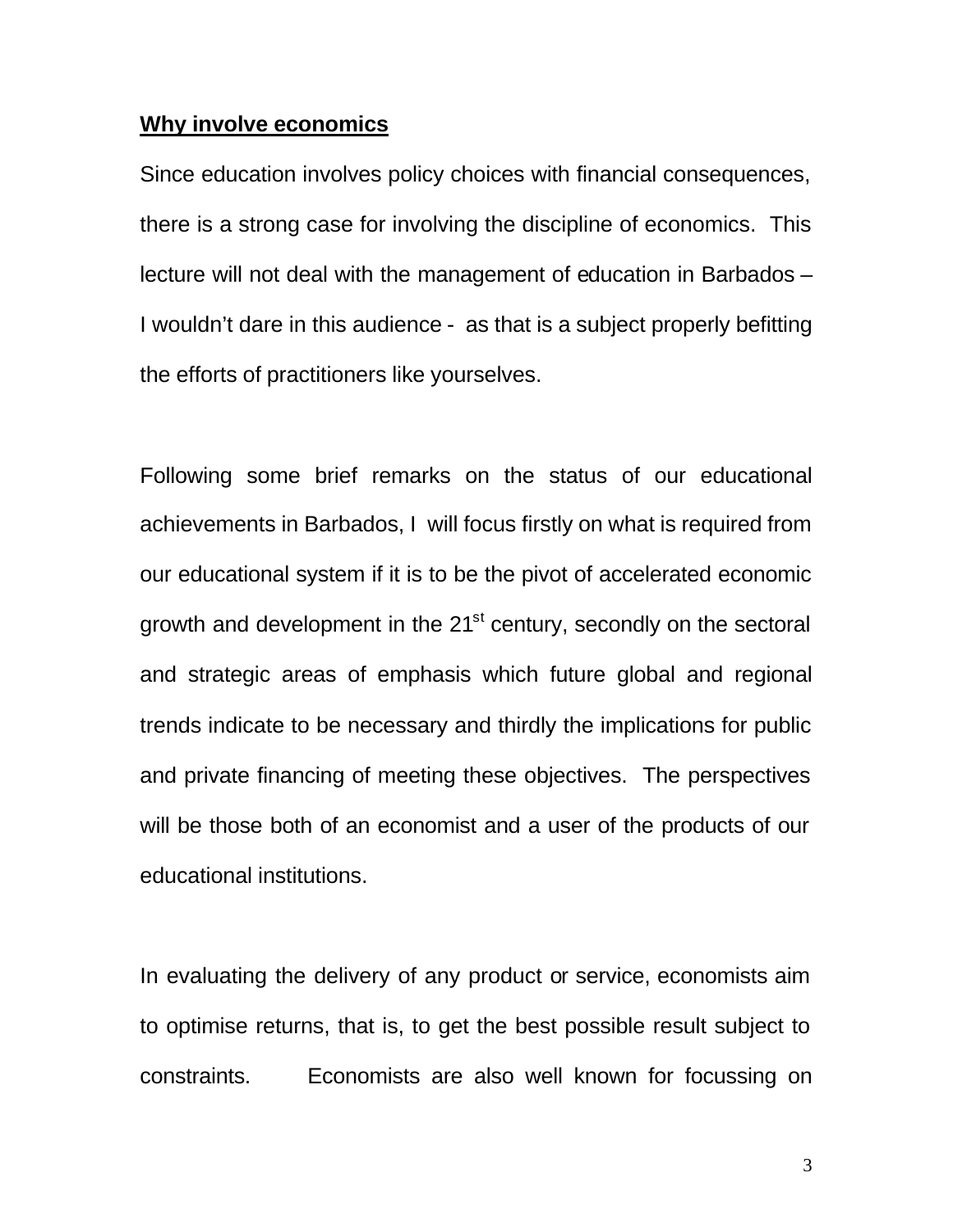**Why involve economics**

Since education involves policy choices with financial consequences, there is a strong case for involving the discipline of economics. This lecture will not deal with the management of education in Barbados – I wouldn't dare in this audience - as that is a subject properly befitting the efforts of practitioners like yourselves.

Following some brief remarks on the status of our educational achievements in Barbados, I will focus firstly on what is required from our educational system if it is to be the pivot of accelerated economic growth and development in the 21st century, secondly on the sectoral and strategic areas of emphasis which future global and regional trends indicate to be necessary and thirdly the implications for public and private financing of meeting these objectives. The perspectives will be those both of an economist and a user of the products of our educational institutions.

In evaluating the delivery of any product or service, economists aim to optimise returns, that is, to get the best possible result subject to constraints. Economists are also well known for focussing on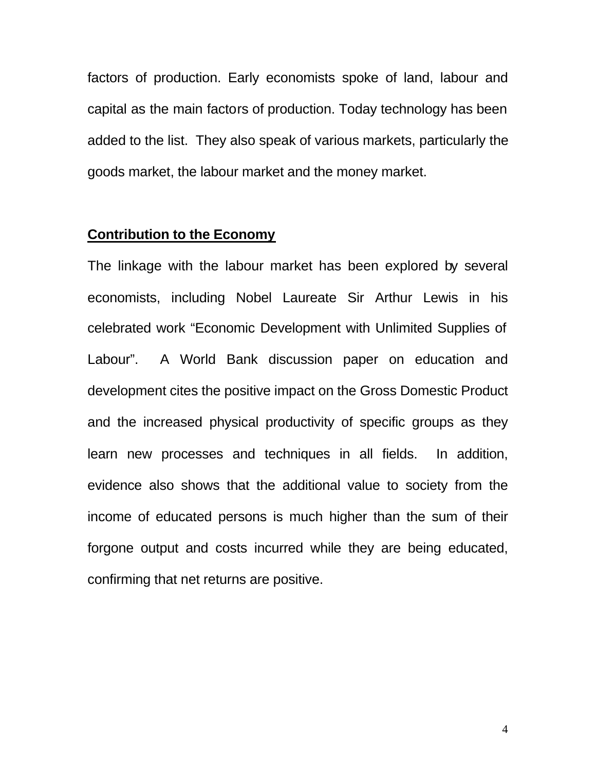factors of production. Early economists spoke of land, labour and capital as the main factors of production. Today technology has been added to the list. They also speak of various markets, particularly the goods market, the labour market and the money market.

## Contribution to the Economy

The linkage with the labour market has been explored by several economists, including Nobel Laureate Sir Arthur Lewis in his celebrated work "Economic Development with Unlimited Supplies of Labour". A World Bank discussion paper on education and development cites the positive impact on the Gross Domestic Product and the increased physical productivity of specific groups as they learn new processes and techniques in all fields. In addition, evidence also shows that the additional value to society from the income of educated persons is much higher than the sum of their forgone output and costs incurred while they are being educated, confirming that net returns are positive.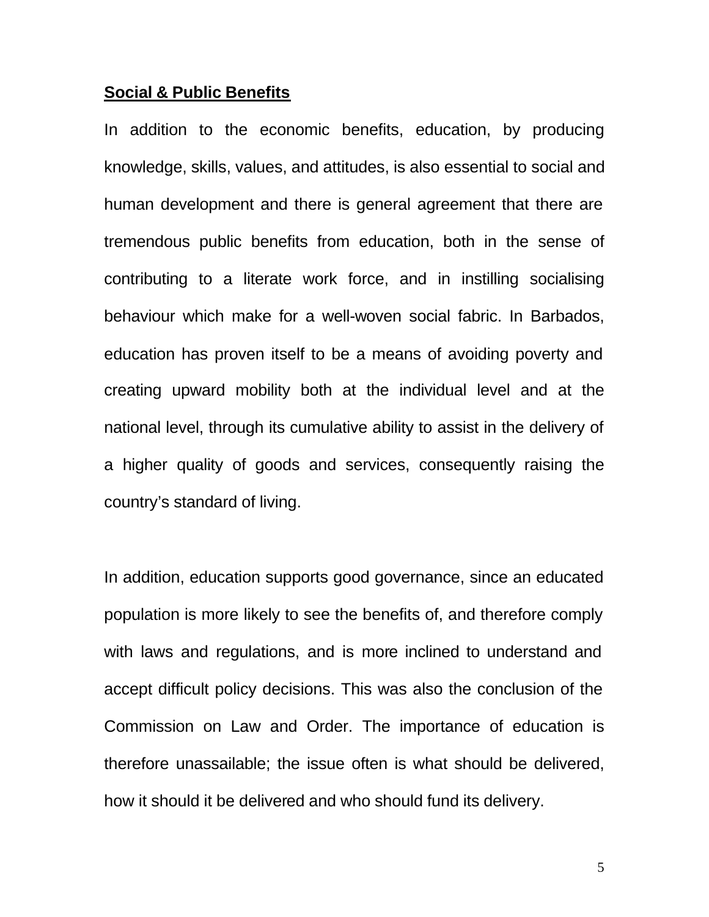**Social & Public Benefits**

In addition to the economic benefits, education, by producing knowledge, skills, values, and attitudes, is also essential to social and human development and there is general agreement that there are tremendous public benefits from education, both in the sense of contributing to a literate work force, and in instilling socialising behaviour which make for a well-woven social fabric. In Barbados, education has proven itself to be a means of avoiding poverty and creating upward mobility both at the individual level and at the national level, through its cumulative ability to assist in the delivery of a higher quality of goods and services, consequently raising the country's standard of living.

In addition, education supports good governance, since an educated population is more likely to see the benefits of, and therefore comply with laws and regulations, and is more inclined to understand and accept difficult policy decisions. This was also the conclusion of the Commission on Law and Order. The importance of education is therefore unassailable; the issue often is what should be delivered, how it should it be delivered and who should fund its delivery.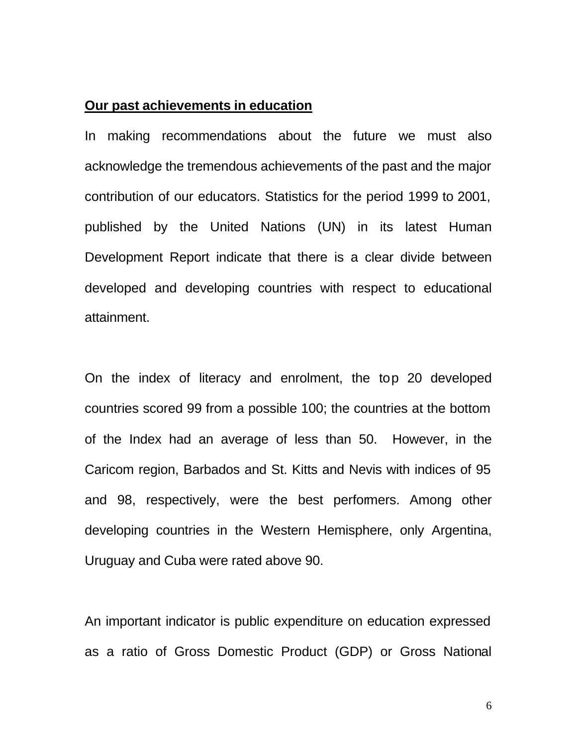**Our past achievements in education**

In making recommendations about the future we must also acknowledge the tremendous achievements of the past and the major contribution of our educators. Statistics for the period 1999 to 2001, published by the United Nations (UN) in its latest Human Development Report indicate that there is a clear divide between developed and developing countries with respect to educational attainment.

On the index of literacy and enrolment, the top 20 developed countries scored 99 from a possible 100; the countries at the bottom of the Index had an average of less than 50. However, in the Caricom region, Barbados and St. Kitts and Nevis with indices of 95 and 98, respectively, were the best performers. Among other developing countries in the Western Hemisphere, only Argentina, Uruguay and Cuba were rated above 90.

An important indicator is public expenditure on education expressed as a ratio of Gross Domestic Product (GDP) or Gross National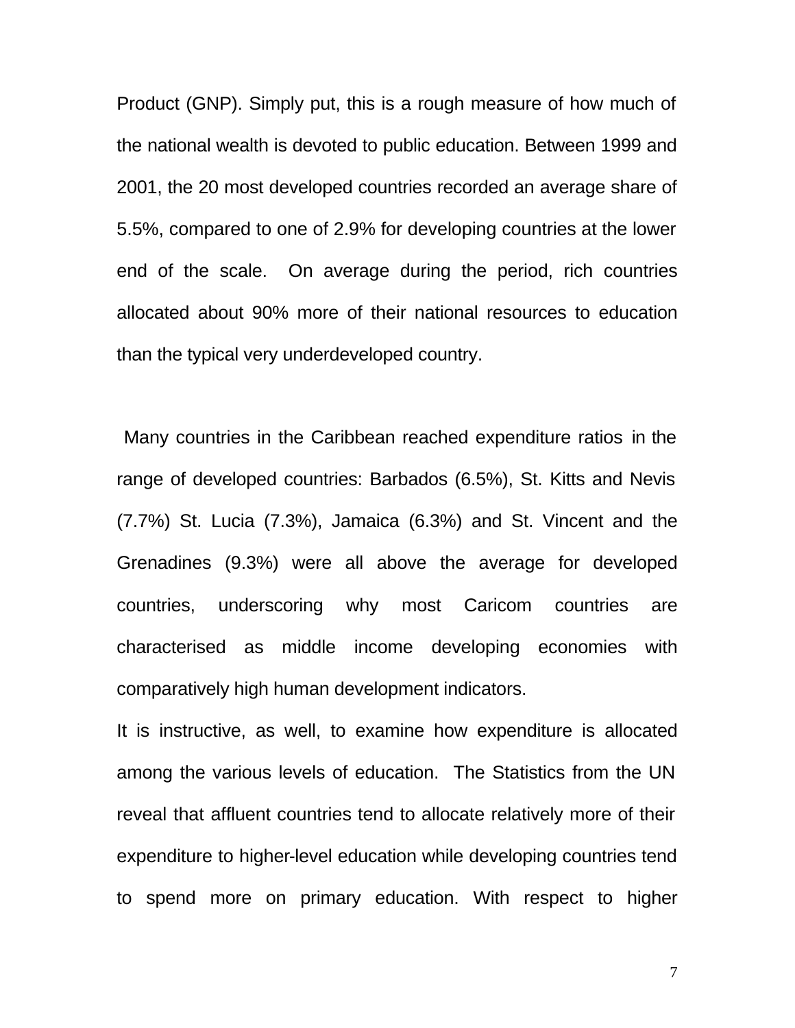Product (GNP). Simply put, this is a rough measure of how much of the national wealth is devoted to public education. Between 1999 and 2001, the 20 most developed countries recorded an average share of 5.5%, compared to one of 2.9% for developing countries at the lower end of the scale. On average during the period, rich countries allocated about 90% more of their national resources to education than the typical very underdeveloped country.

Many countries in the Caribbean reached expenditure ratios in the range of developed countries: Barbados (6.5%), St. Kitts and Nevis (7.7%) St. Lucia (7.3%), Jamaica (6.3%) and St. Vincent and the Grenadines (9.3%) were all above the average for developed countries, underscoring why most Caricom countries are characterised as middle income developing economies with comparatively high human development indicators.

It is instructive, as well, to examine how expenditure is allocated among the various levels of education. The Statistics from the UN reveal that affluent countries tend to allocate relatively more of their expenditure to higher-level education while developing countries tend to spend more on primary education. With respect to higher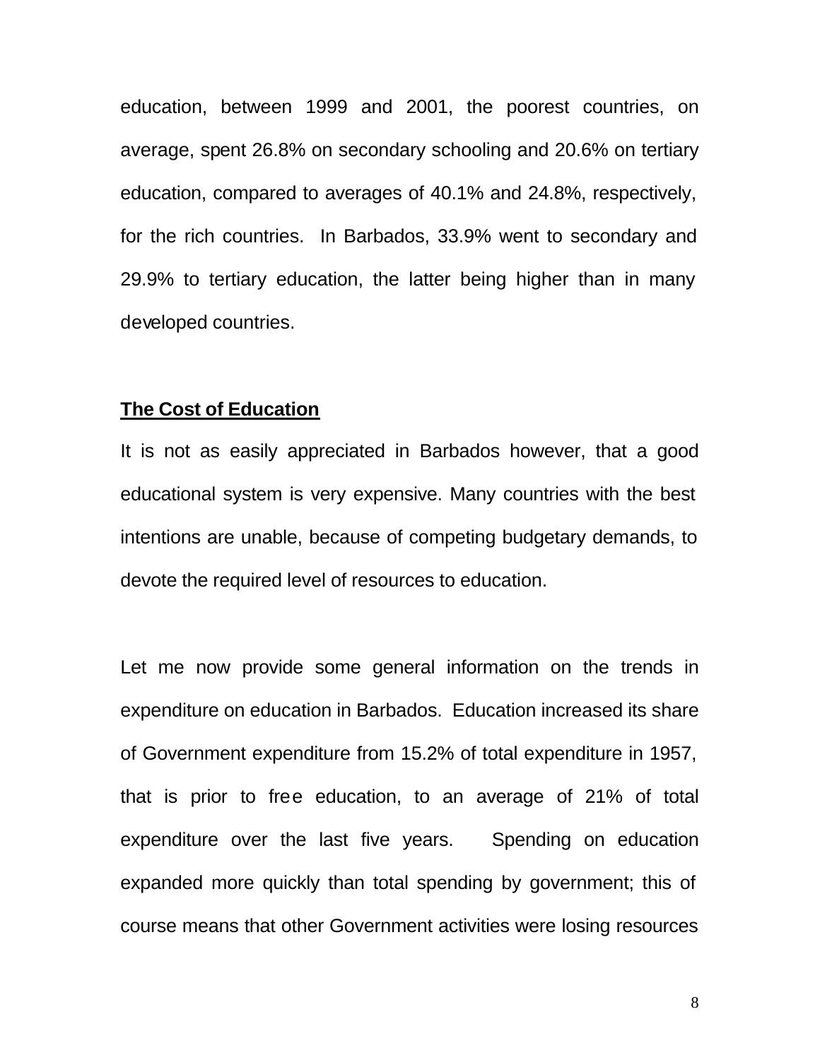education, between 1999 and 2001, the poorest countries, on average, spent 26.8% on secondary schooling and 20.6% on tertiary education, compared to averages of 40.1% and 24.8%, respectively, for the rich countries. In Barbados, 33.9% went to secondary and 29.9% to tertiary education, the latter being higher than in many developed countries.

**The Cost of Education**

It is not as easily appreciated in Barbados however, that a good educational system is very expensive. Many countries with the best intentions are unable, because of competing budgetary demands, to devote the required level of resources to education.

Let me now provide some general information on the trends in expenditure on education in Barbados. Education increased its share of Government expenditure from 15.2% of total expenditure in 1957, that is prior to free education, to an average of 21% of total expenditure over the last five years. Spending on education expanded more quickly than total spending by government; this of course means that other Government activities were losing resources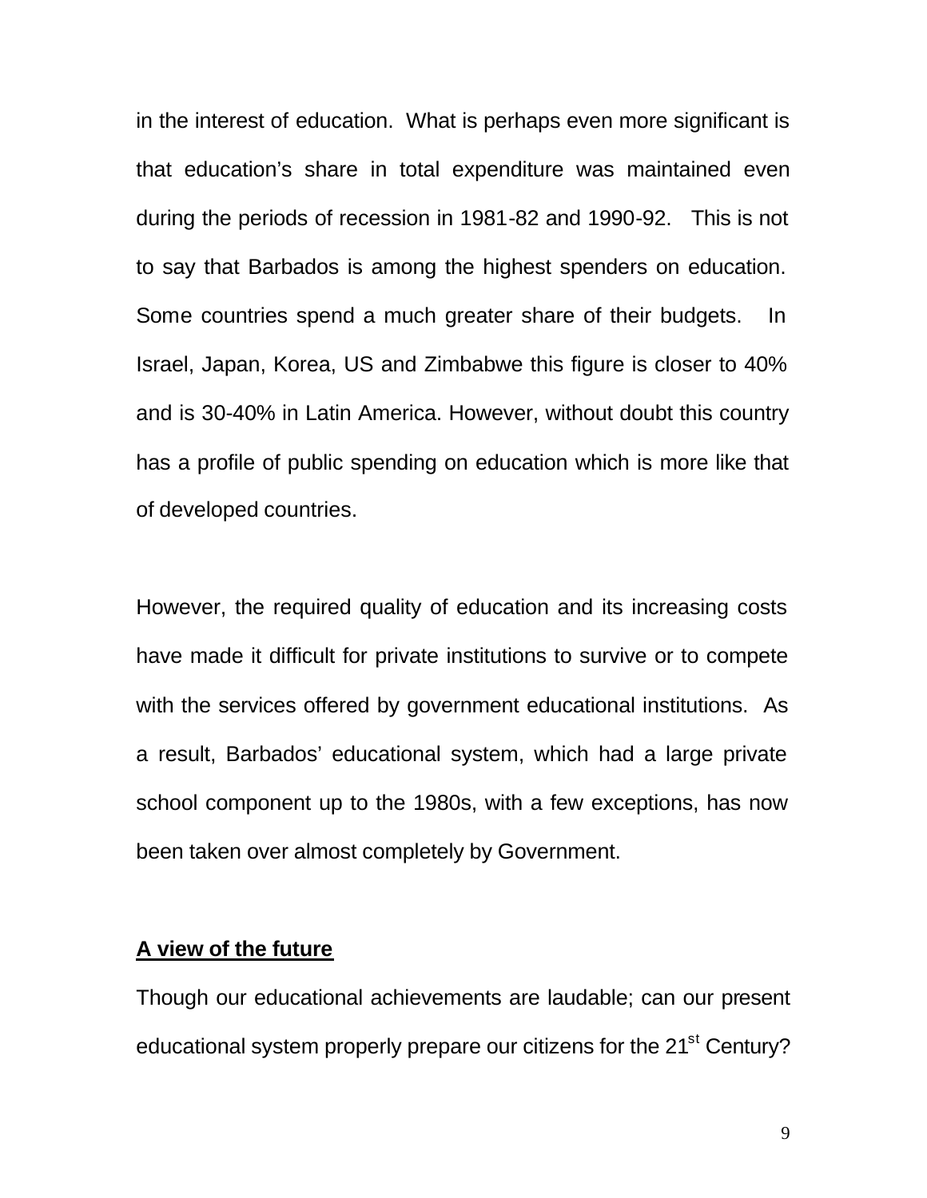in the interest of education. What is perhaps even more significant is that education's share in total expenditure was maintained even during the periods of recession in 1981-82 and 1990-92. This is not to say that Barbados is among the highest spenders on education. Some countries spend a much greater share of their budgets. In Israel, Japan, Korea, US and Zimbabwe this figure is closer to 40% and is 30-40% in Latin America. However, without doubt this country has a profile of public spending on education which is more like that of developed countries.

However, the required quality of education and its increasing costs have made it difficult for private institutions to survive or to compete with the services offered by government educational institutions. As a result, Barbados' educational system, which had a large private school component up to the 1980s, with a few exceptions, has now been taken over almost completely by Government.

**A view of the future**

Though our educational achievements are laudable; can our present educational system properly prepare our citizens for the 21st Century?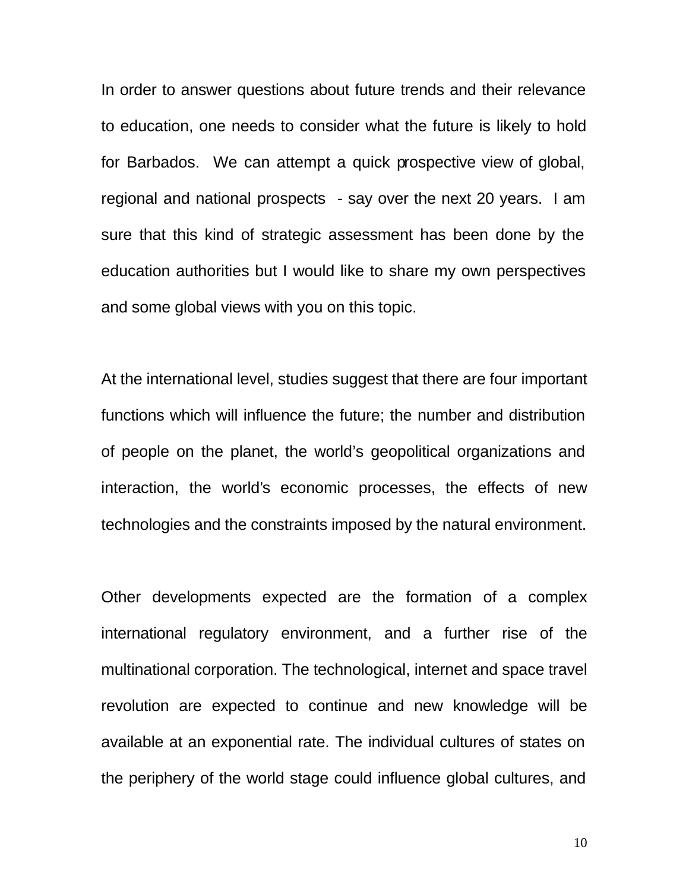In order to answer questions about future trends and their relevance to education, one needs to consider what the future is likely to hold for Barbados. We can attempt a quick prospective view of global, regional and national prospects - say over the next 20 years. I am sure that this kind of strategic assessment has been done by the education authorities but I would like to share my own perspectives and some global views with you on this topic.

At the international level, studies suggest that there are four important functions which will influence the future; the number and distribution of people on the planet, the world's geopolitical organizations and interaction, the world's economic processes, the effects of new technologies and the constraints imposed by the natural environment.

Other developments expected are the formation of a complex international regulatory environment, and a further rise of the multinational corporation. The technological, internet and space travel revolution are expected to continue and new knowledge will be available at an exponential rate. The individual cultures of states on the periphery of the world stage could influence global cultures, and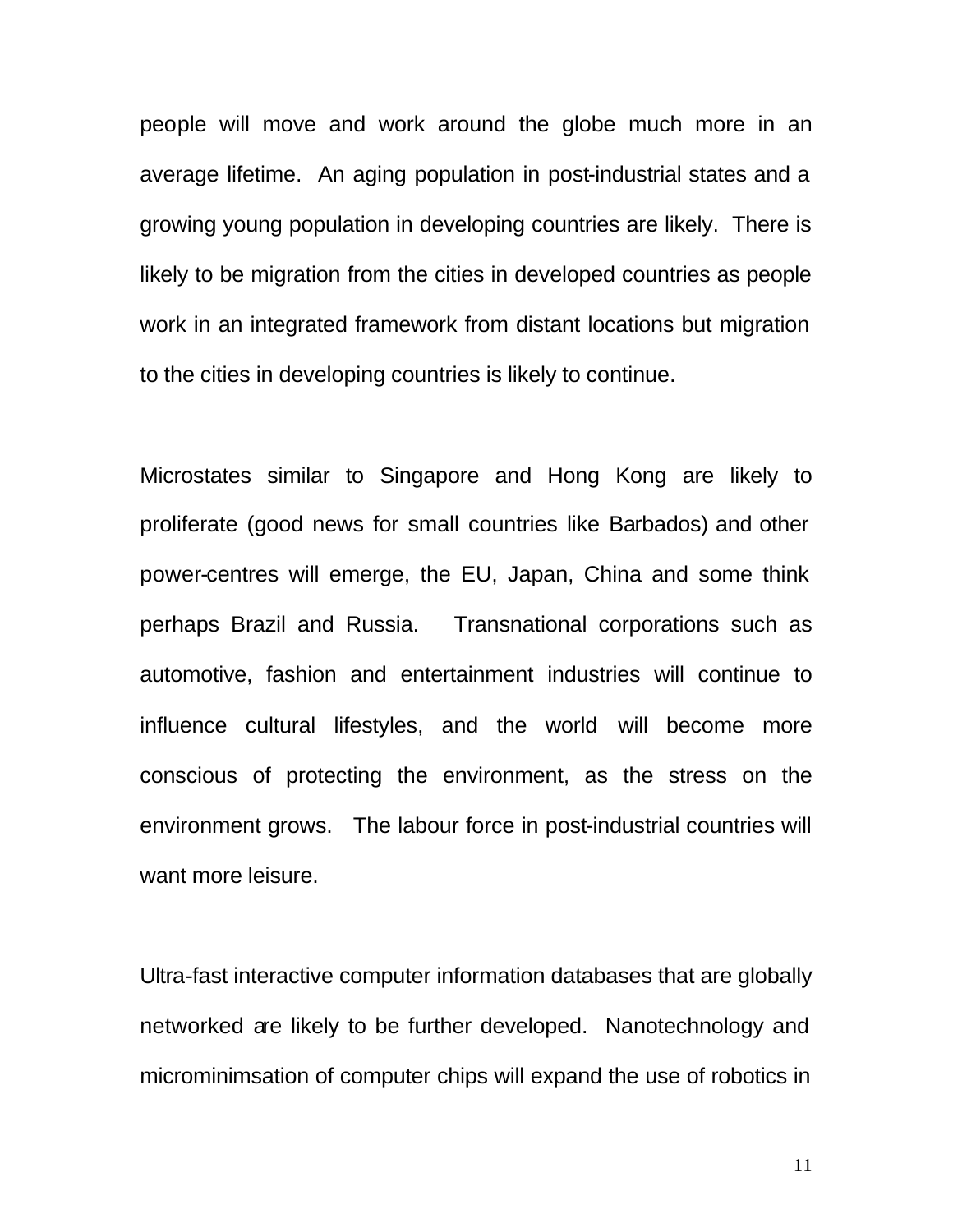people will move and work around the globe much more in an average lifetime. An aging population in post-industrial states and a growing young population in developing countries are likely. There is likely to be migration from the cities in developed countries as people work in an integrated framework from distant locations but migration to the cities in developing countries is likely to continue.

Microstates similar to Singapore and Hong Kong are likely to proliferate (good news for small countries like Barbados) and other power-centres will emerge, the EU, Japan, China and some think perhaps Brazil and Russia. Transnational corporations such as automotive, fashion and entertainment industries will continue to influence cultural lifestyles, and the world will become more conscious of protecting the environment, as the stress on the environment grows. The labour force in post-industrial countries will want more leisure.

Ultra-fast interactive computer information databases that are globally networked are likely to be further developed. Nanotechnology and microminimsation of computer chips will expand the use of robotics in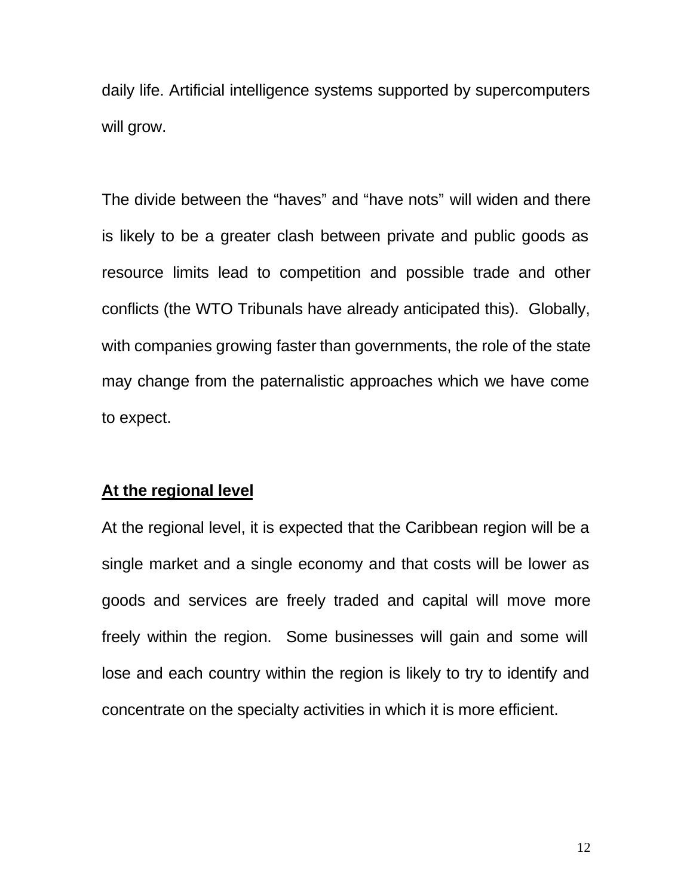daily life. Artificial intelligence systems supported by supercomputers will grow.

The divide between the “haves” and “have nots” will widen and there is likely to be a greater clash between private and public goods as resource limits lead to competition and possible trade and other conflicts (the WTO Tribunals have already anticipated this). Globally, with companies growing faster than governments, the role of the state may change from the paternalistic approaches which we have come to expect.

**<u>At the regional level</u>**

At the regional level, it is expected that the Caribbean region will be a single market and a single economy and that costs will be lower as goods and services are freely traded and capital will move more freely within the region. Some businesses will gain and some will lose and each country within the region is likely to try to identify and concentrate on the specialty activities in which it is more efficient.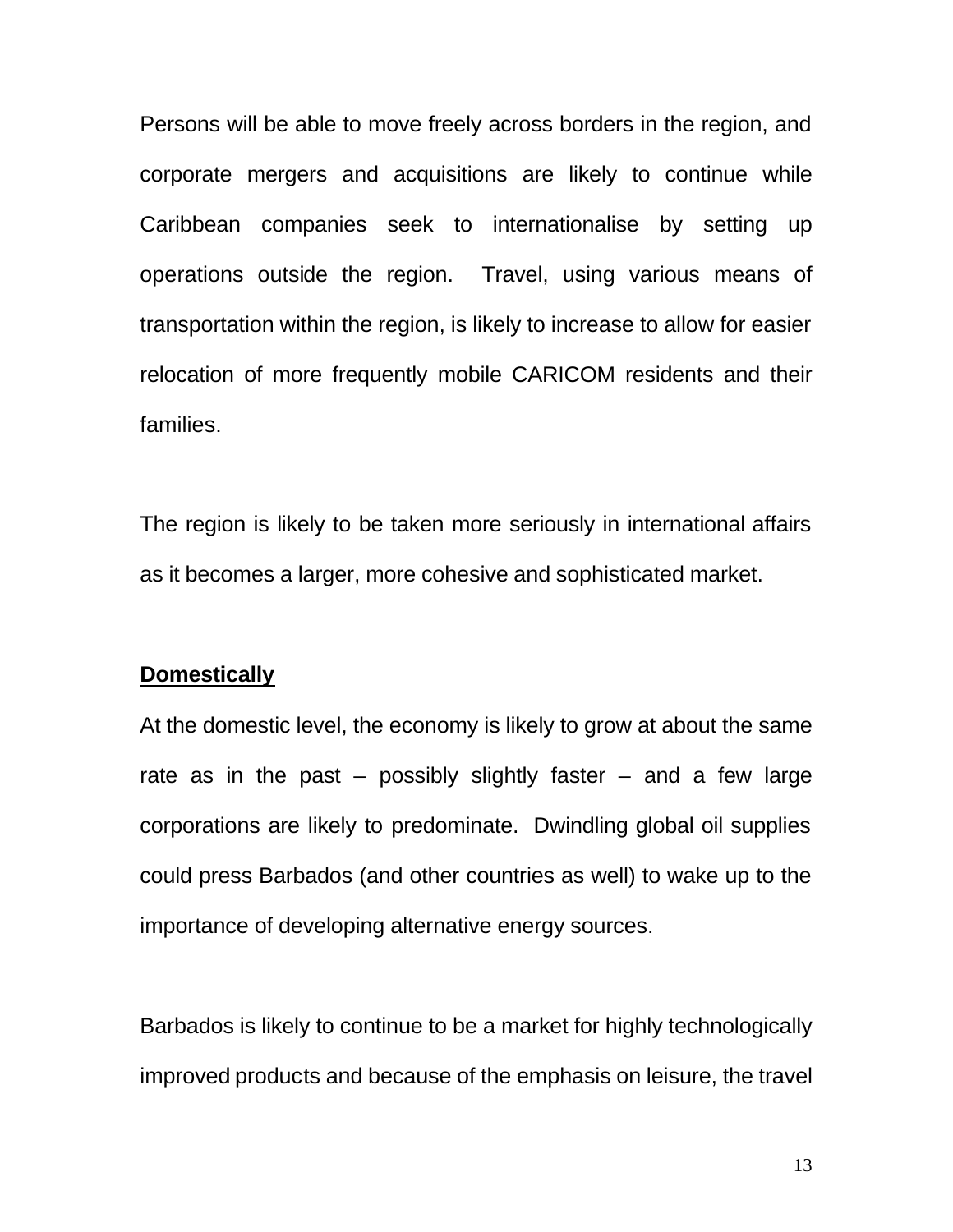Persons will be able to move freely across borders in the region, and corporate mergers and acquisitions are likely to continue while Caribbean companies seek to internationalise by setting up operations outside the region. Travel, using various means of transportation within the region, is likely to increase to allow for easier relocation of more frequently mobile CARICOM residents and their families.

The region is likely to be taken more seriously in international affairs as it becomes a larger, more cohesive and sophisticated market.

**Domestically**

At the domestic level, the economy is likely to grow at about the same rate as in the past – possibly slightly faster – and a few large corporations are likely to predominate. Dwindling global oil supplies could press Barbados (and other countries as well) to wake up to the importance of developing alternative energy sources.

Barbados is likely to continue to be a market for highly technologically improved products and because of the emphasis on leisure, the travel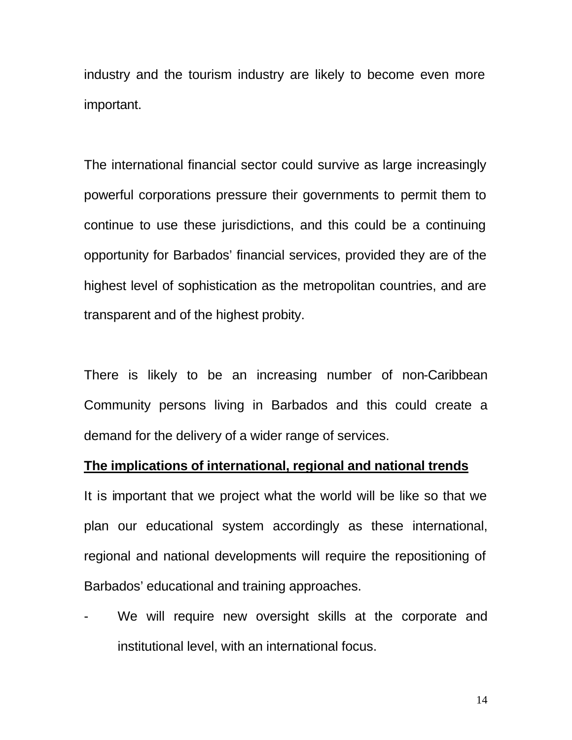industry and the tourism industry are likely to become even more important.

The international financial sector could survive as large increasingly powerful corporations pressure their governments to permit them to continue to use these jurisdictions, and this could be a continuing opportunity for Barbados' financial services, provided they are of the highest level of sophistication as the metropolitan countries, and are transparent and of the highest probity.

There is likely to be an increasing number of non-Caribbean Community persons living in Barbados and this could create a demand for the delivery of a wider range of services.

**The implications of international, regional and national trends**

It is important that we project what the world will be like so that we plan our educational system accordingly as these international, regional and national developments will require the repositioning of Barbados' educational and training approaches.

- We will require new oversight skills at the corporate and institutional level, with an international focus.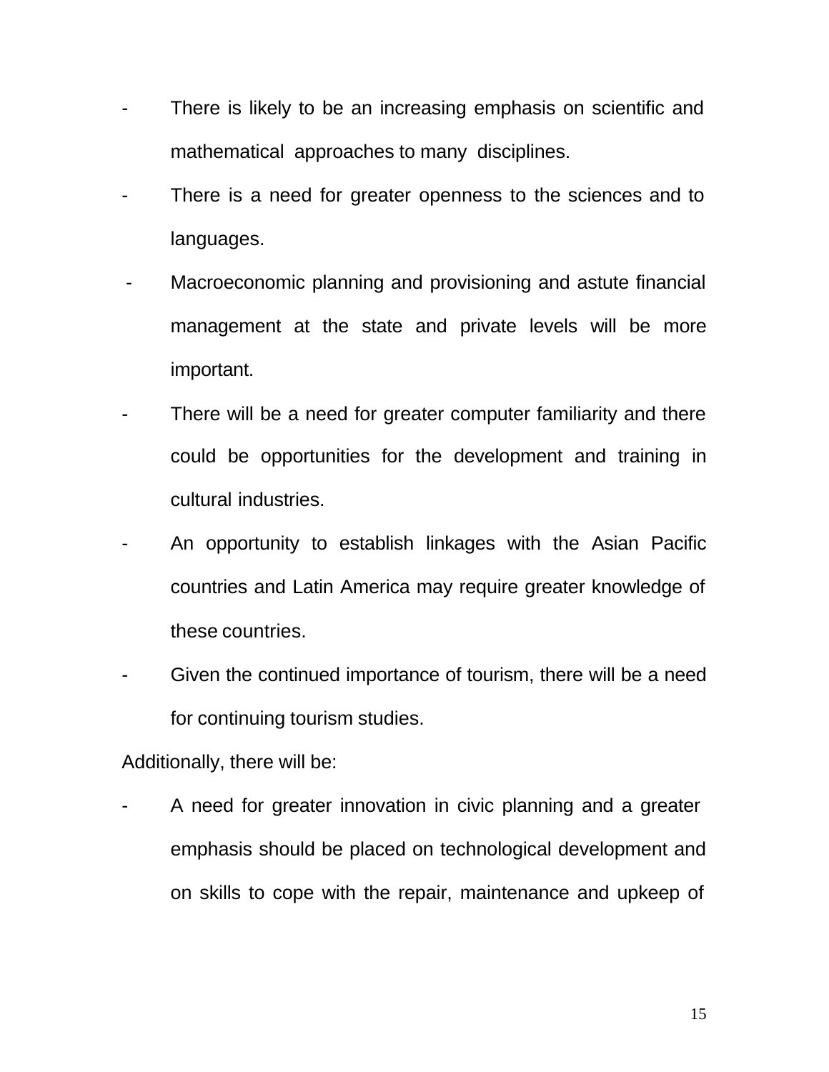- There is likely to be an increasing emphasis on scientific and mathematical approaches to many disciplines.
- There is a need for greater openness to the sciences and to languages.
- Macroeconomic planning and provisioning and astute financial management at the state and private levels will be more important.
- There will be a need for greater computer familiarity and there could be opportunities for the development and training in cultural industries.
- An opportunity to establish linkages with the Asian Pacific countries and Latin America may require greater knowledge of these countries.
- Given the continued importance of tourism, there will be a need for continuing tourism studies.

Additionally, there will be:

- A need for greater innovation in civic planning and a greater emphasis should be placed on technological development and on skills to cope with the repair, maintenance and upkeep of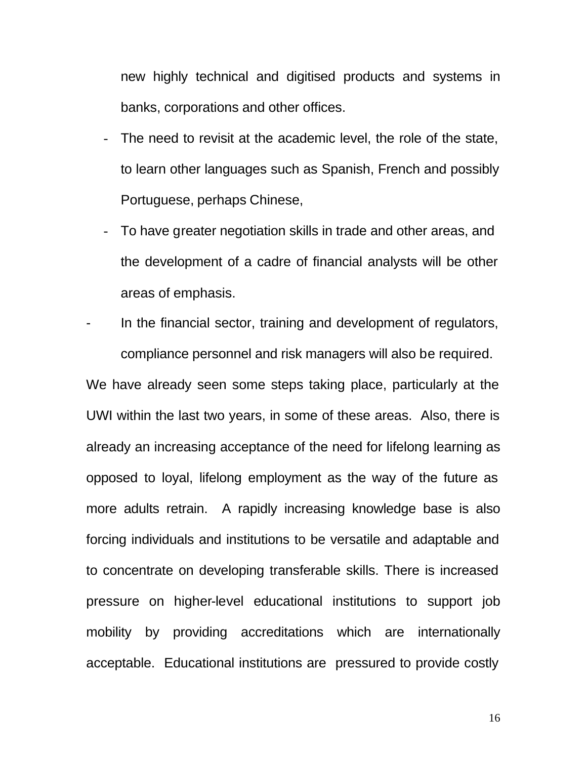new highly technical and digitised products and systems in banks, corporations and other offices.

- The need to revisit at the academic level, the role of the state, to learn other languages such as Spanish, French and possibly Portuguese, perhaps Chinese,
- To have greater negotiation skills in trade and other areas, and the development of a cadre of financial analysts will be other areas of emphasis.
- In the financial sector, training and development of regulators, compliance personnel and risk managers will also be required.

We have already seen some steps taking place, particularly at the UWI within the last two years, in some of these areas. Also, there is already an increasing acceptance of the need for lifelong learning as opposed to loyal, lifelong employment as the way of the future as more adults retrain. A rapidly increasing knowledge base is also forcing individuals and institutions to be versatile and adaptable and to concentrate on developing transferable skills. There is increased pressure on higher-level educational institutions to support job mobility by providing accreditations which are internationally acceptable. Educational institutions are pressured to provide costly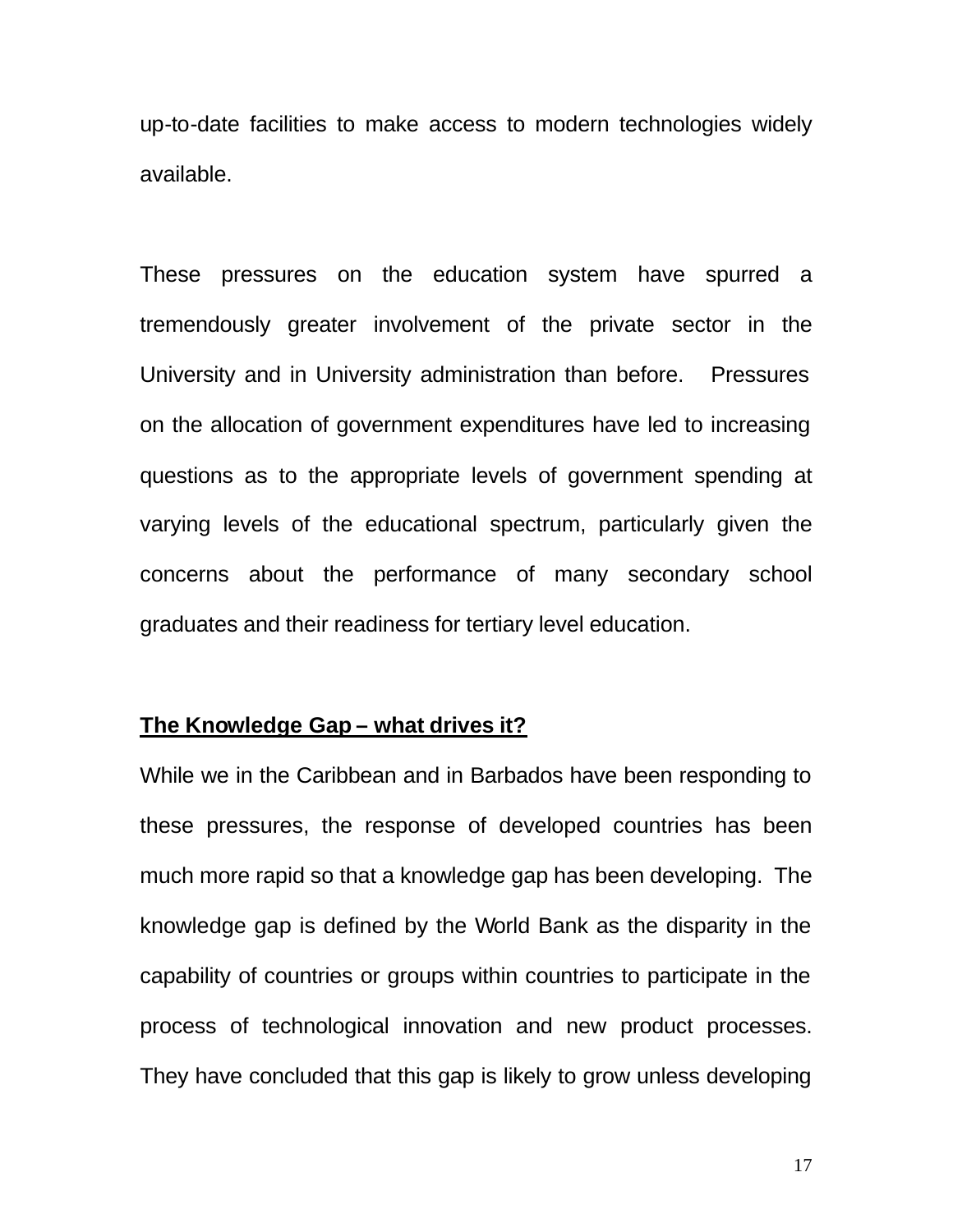up-to-date facilities to make access to modern technologies widely available.

These pressures on the education system have spurred a tremendously greater involvement of the private sector in the University and in University administration than before. Pressures on the allocation of government expenditures have led to increasing questions as to the appropriate levels of government spending at varying levels of the educational spectrum, particularly given the concerns about the performance of many secondary school graduates and their readiness for tertiary level education.

**<u>The Knowledge Gap – what drives it?</u>**

While we in the Caribbean and in Barbados have been responding to these pressures, the response of developed countries has been much more rapid so that a knowledge gap has been developing. The knowledge gap is defined by the World Bank as the disparity in the capability of countries or groups within countries to participate in the process of technological innovation and new product processes. They have concluded that this gap is likely to grow unless developing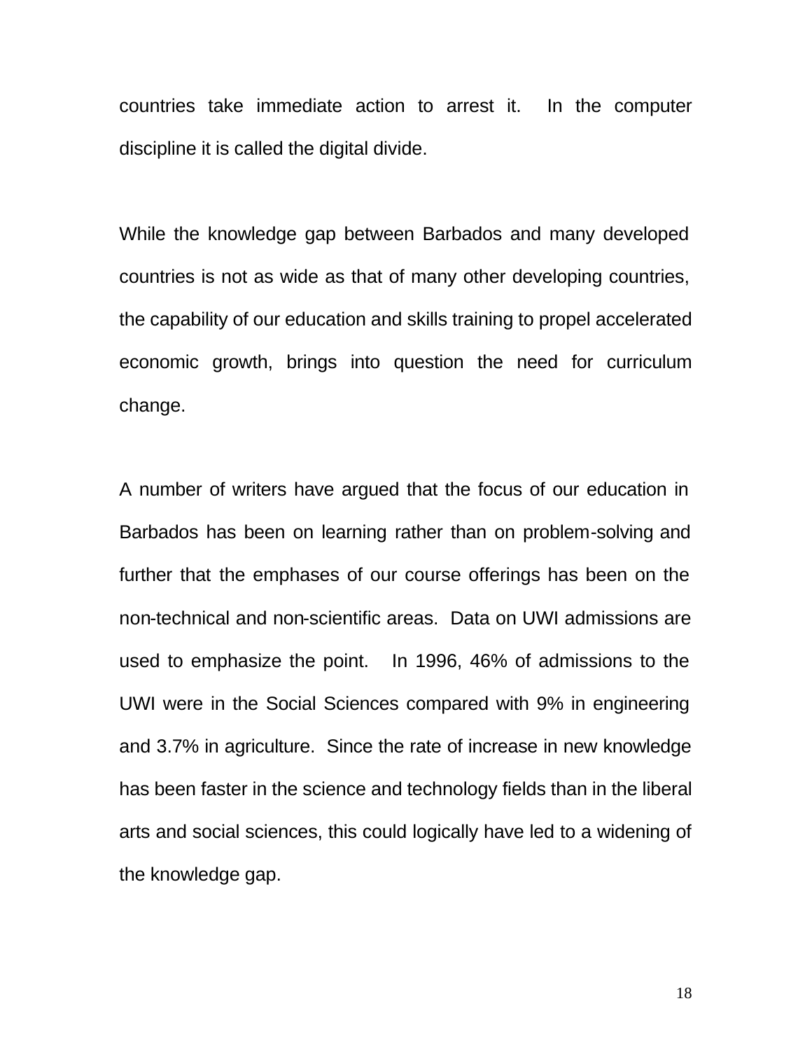countries take immediate action to arrest it. In the computer discipline it is called the digital divide.

While the knowledge gap between Barbados and many developed countries is not as wide as that of many other developing countries, the capability of our education and skills training to propel accelerated economic growth, brings into question the need for curriculum change.

A number of writers have argued that the focus of our education in Barbados has been on learning rather than on problem-solving and further that the emphases of our course offerings has been on the non-technical and non-scientific areas. Data on UWI admissions are used to emphasize the point. In 1996, 46% of admissions to the UWI were in the Social Sciences compared with 9% in engineering and 3.7% in agriculture. Since the rate of increase in new knowledge has been faster in the science and technology fields than in the liberal arts and social sciences, this could logically have led to a widening of the knowledge gap.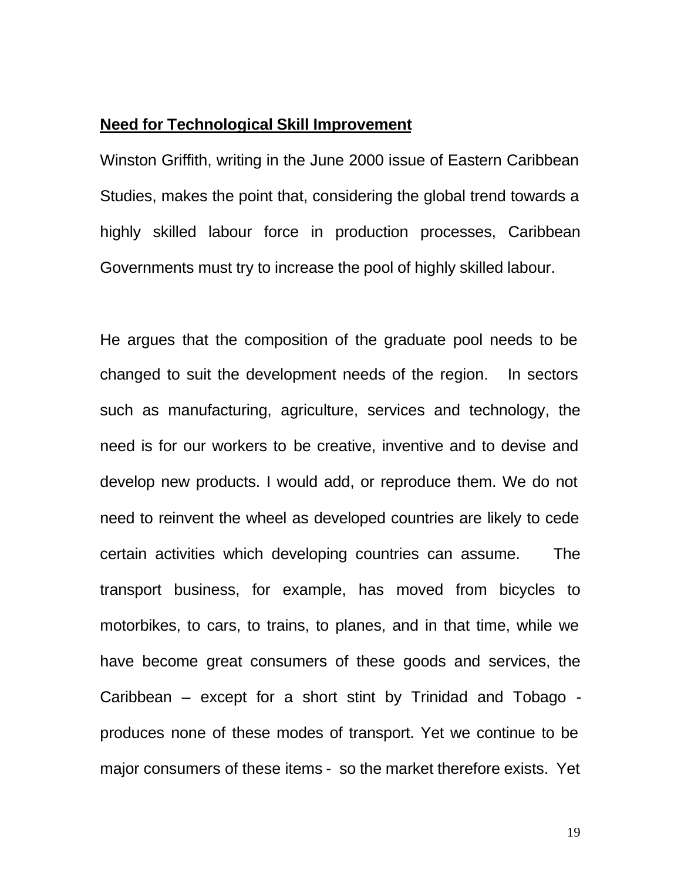**Need for Technological Skill Improvement**

Winston Griffith, writing in the June 2000 issue of Eastern Caribbean Studies, makes the point that, considering the global trend towards a highly skilled labour force in production processes, Caribbean Governments must try to increase the pool of highly skilled labour.

He argues that the composition of the graduate pool needs to be changed to suit the development needs of the region. In sectors such as manufacturing, agriculture, services and technology, the need is for our workers to be creative, inventive and to devise and develop new products. I would add, or reproduce them. We do not need to reinvent the wheel as developed countries are likely to cede certain activities which developing countries can assume. The transport business, for example, has moved from bicycles to motorbikes, to cars, to trains, to planes, and in that time, while we have become great consumers of these goods and services, the Caribbean – except for a short stint by Trinidad and Tobago - produces none of these modes of transport. Yet we continue to be major consumers of these items - so the market therefore exists. Yet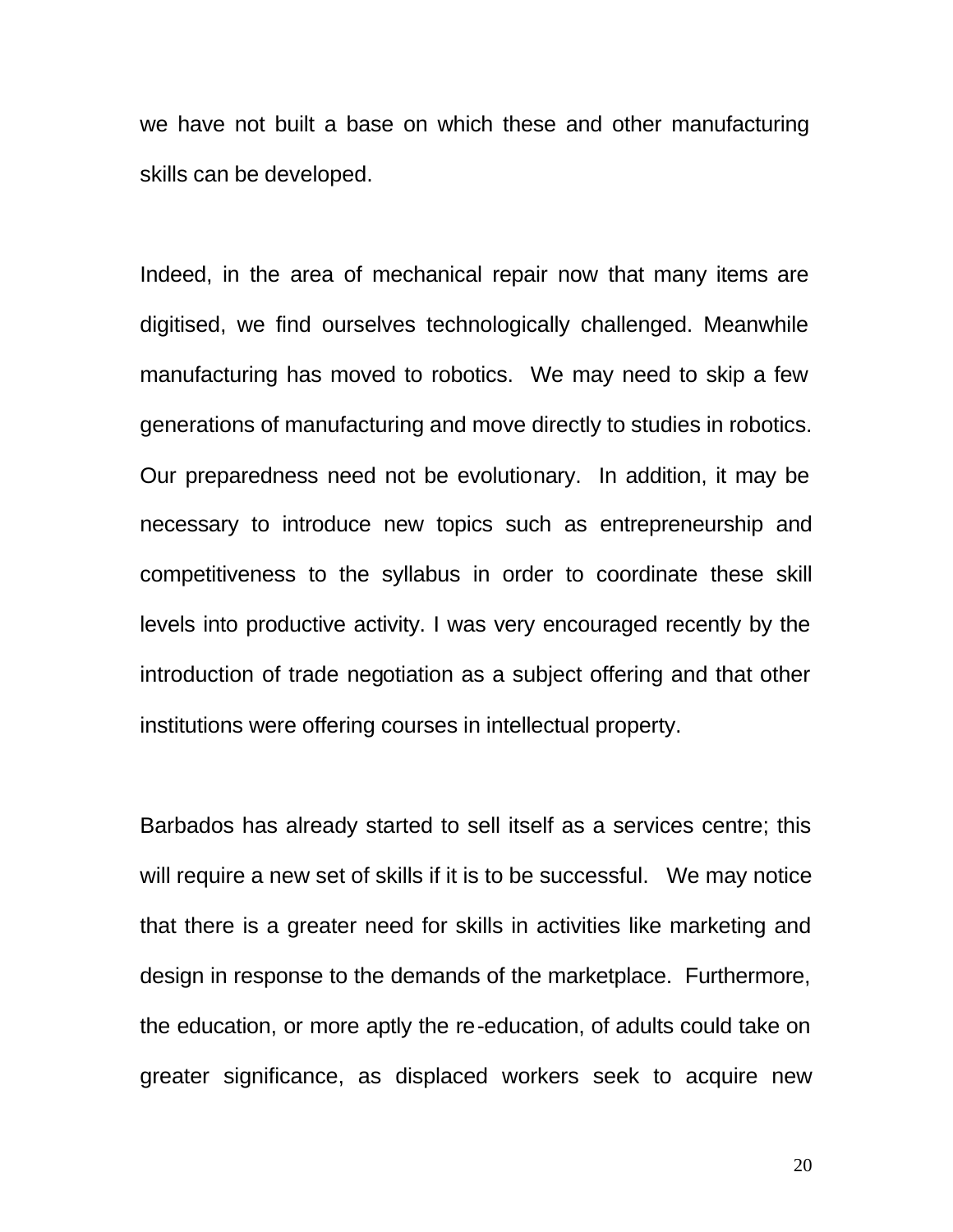we have not built a base on which these and other manufacturing skills can be developed.

Indeed, in the area of mechanical repair now that many items are digitised, we find ourselves technologically challenged. Meanwhile manufacturing has moved to robotics. We may need to skip a few generations of manufacturing and move directly to studies in robotics. Our preparedness need not be evolutionary. In addition, it may be necessary to introduce new topics such as entrepreneurship and competitiveness to the syllabus in order to coordinate these skill levels into productive activity. I was very encouraged recently by the introduction of trade negotiation as a subject offering and that other institutions were offering courses in intellectual property.

Barbados has already started to sell itself as a services centre; this will require a new set of skills if it is to be successful. We may notice that there is a greater need for skills in activities like marketing and design in response to the demands of the marketplace. Furthermore, the education, or more aptly the re-education, of adults could take on greater significance, as displaced workers seek to acquire new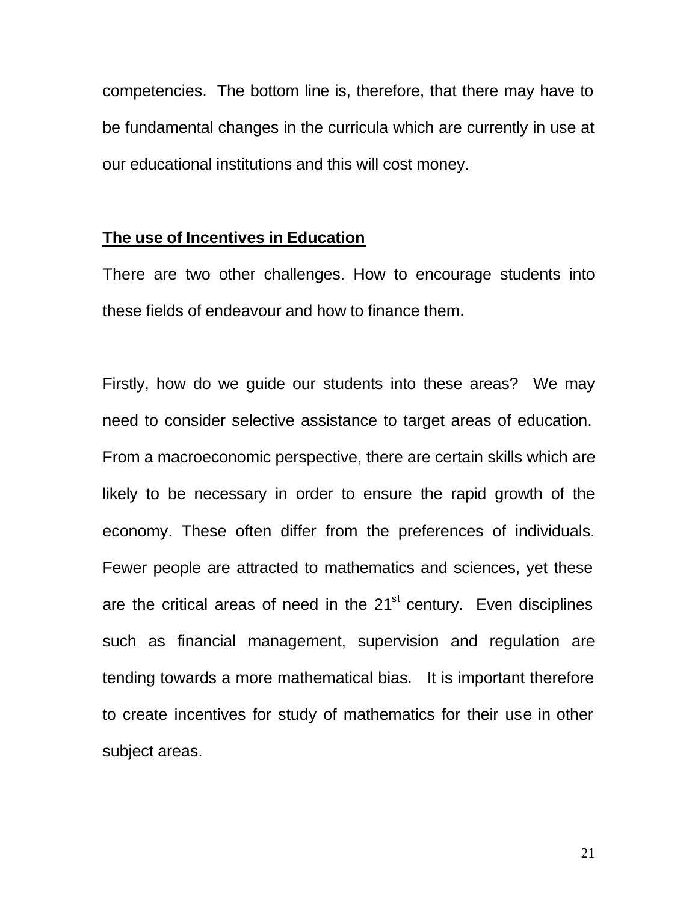competencies. The bottom line is, therefore, that there may have to be fundamental changes in the curricula which are currently in use at our educational institutions and this will cost money.

**The use of Incentives in Education**

There are two other challenges. How to encourage students into these fields of endeavour and how to finance them.

Firstly, how do we guide our students into these areas? We may need to consider selective assistance to target areas of education. From a macroeconomic perspective, there are certain skills which are likely to be necessary in order to ensure the rapid growth of the economy. These often differ from the preferences of individuals. Fewer people are attracted to mathematics and sciences, yet these are the critical areas of need in the 21st century. Even disciplines such as financial management, supervision and regulation are tending towards a more mathematical bias. It is important therefore to create incentives for study of mathematics for their use in other subject areas.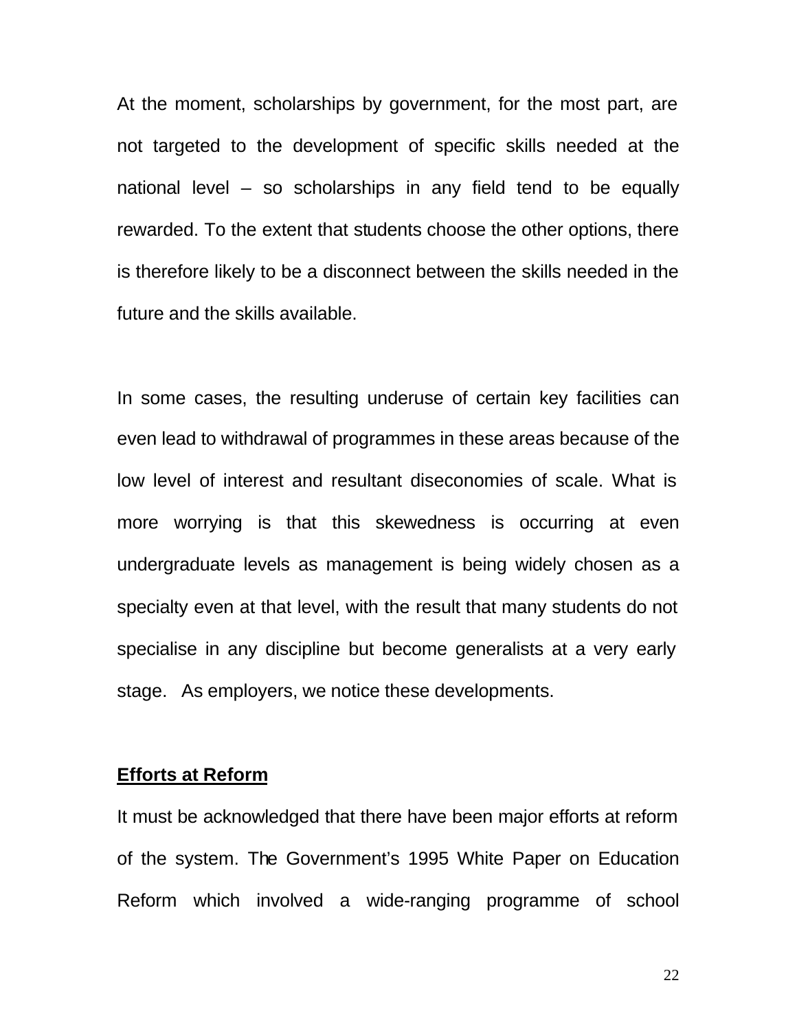At the moment, scholarships by government, for the most part, are not targeted to the development of specific skills needed at the national level – so scholarships in any field tend to be equally rewarded. To the extent that students choose the other options, there is therefore likely to be a disconnect between the skills needed in the future and the skills available.

In some cases, the resulting underuse of certain key facilities can even lead to withdrawal of programmes in these areas because of the low level of interest and resultant diseconomies of scale. What is more worrying is that this skewedness is occurring at even undergraduate levels as management is being widely chosen as a specialty even at that level, with the result that many students do not specialise in any discipline but become generalists at a very early stage. As employers, we notice these developments.

## Efforts at Reform

It must be acknowledged that there have been major efforts at reform of the system. The Government's 1995 White Paper on Education Reform which involved a wide-ranging programme of school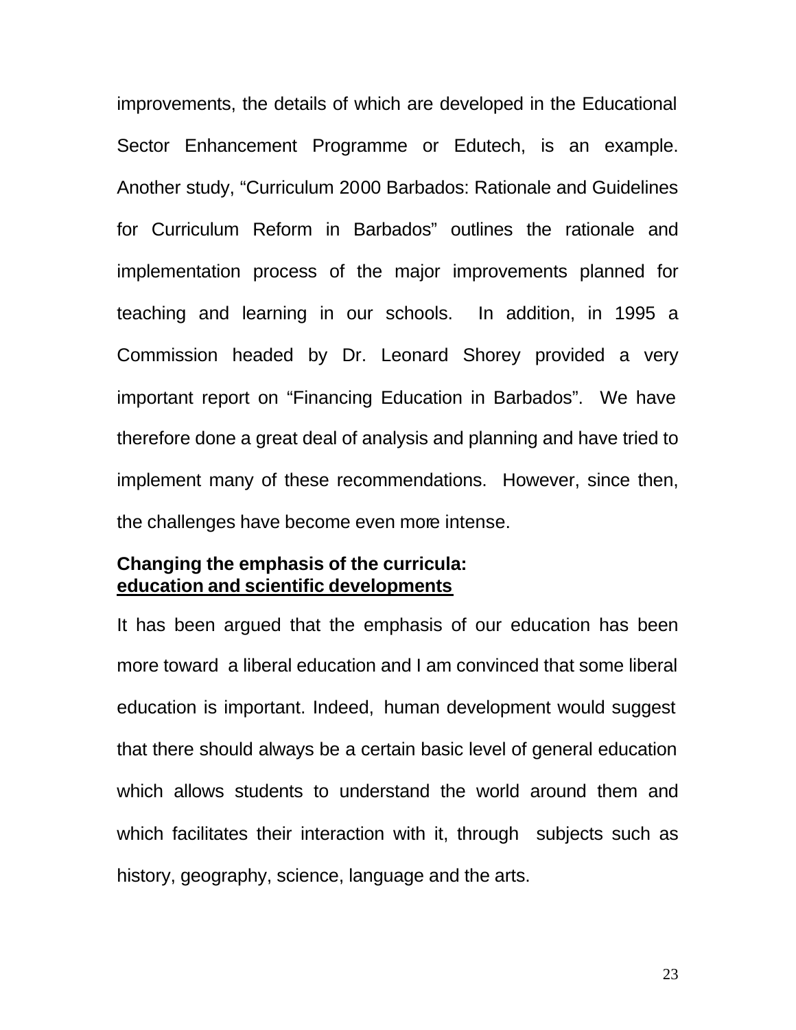improvements, the details of which are developed in the Educational Sector Enhancement Programme or Edutech, is an example. Another study, "Curriculum 2000 Barbados: Rationale and Guidelines for Curriculum Reform in Barbados" outlines the rationale and implementation process of the major improvements planned for teaching and learning in our schools. In addition, in 1995 a Commission headed by Dr. Leonard Shorey provided a very important report on "Financing Education in Barbados". We have therefore done a great deal of analysis and planning and have tried to implement many of these recommendations. However, since then, the challenges have become even more intense.

**Changing the emphasis of the curricula:**
**<u>education and scientific developments</u>**

It has been argued that the emphasis of our education has been more toward a liberal education and I am convinced that some liberal education is important. Indeed, human development would suggest that there should always be a certain basic level of general education which allows students to understand the world around them and which facilitates their interaction with it, through subjects such as history, geography, science, language and the arts.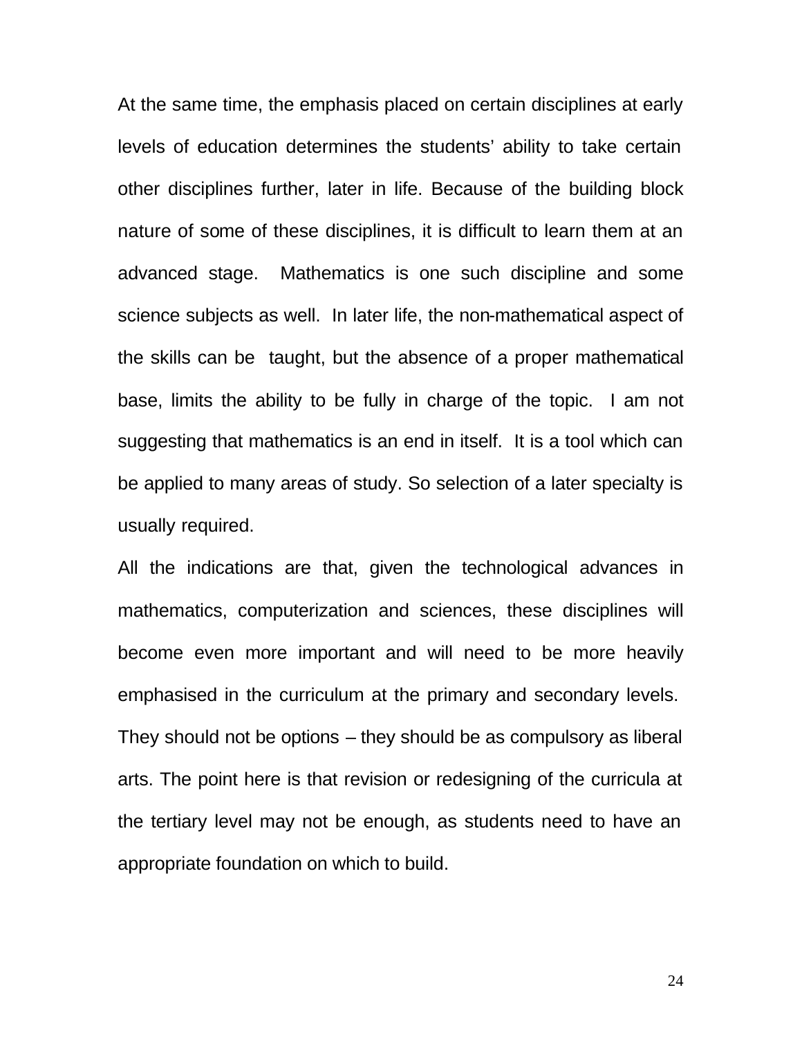At the same time, the emphasis placed on certain disciplines at early levels of education determines the students' ability to take certain other disciplines further, later in life. Because of the building block nature of some of these disciplines, it is difficult to learn them at an advanced stage. Mathematics is one such discipline and some science subjects as well. In later life, the non-mathematical aspect of the skills can be taught, but the absence of a proper mathematical base, limits the ability to be fully in charge of the topic. I am not suggesting that mathematics is an end in itself. It is a tool which can be applied to many areas of study. So selection of a later specialty is usually required.

All the indications are that, given the technological advances in mathematics, computerization and sciences, these disciplines will become even more important and will need to be more heavily emphasised in the curriculum at the primary and secondary levels. They should not be options – they should be as compulsory as liberal arts. The point here is that revision or redesigning of the curricula at the tertiary level may not be enough, as students need to have an appropriate foundation on which to build.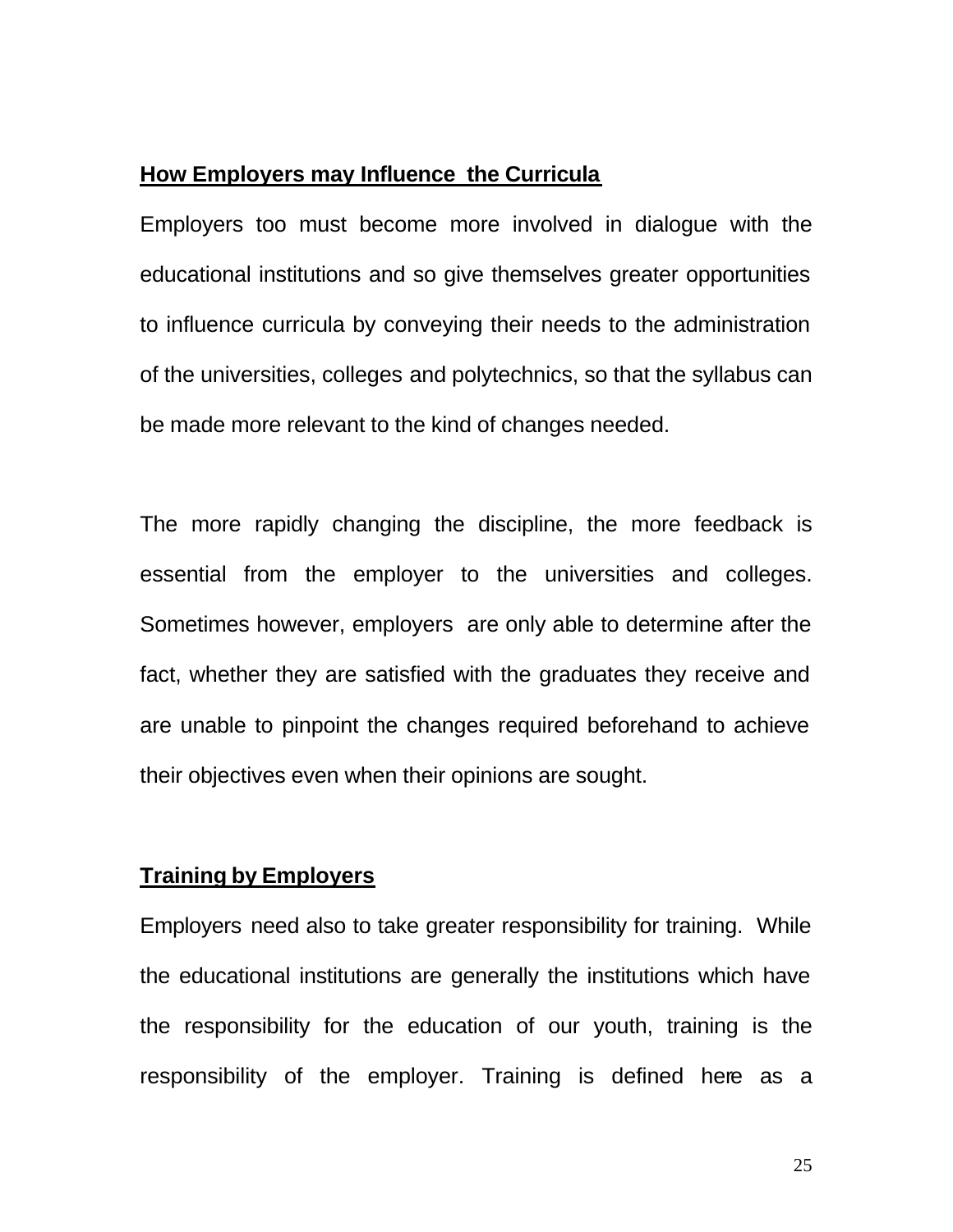**How Employers may Influence the Curricula**

Employers too must become more involved in dialogue with the educational institutions and so give themselves greater opportunities to influence curricula by conveying their needs to the administration of the universities, colleges and polytechnics, so that the syllabus can be made more relevant to the kind of changes needed.

The more rapidly changing the discipline, the more feedback is essential from the employer to the universities and colleges. Sometimes however, employers are only able to determine after the fact, whether they are satisfied with the graduates they receive and are unable to pinpoint the changes required beforehand to achieve their objectives even when their opinions are sought.

**Training by Employers**

Employers need also to take greater responsibility for training. While the educational institutions are generally the institutions which have the responsibility for the education of our youth, training is the responsibility of the employer. Training is defined here as a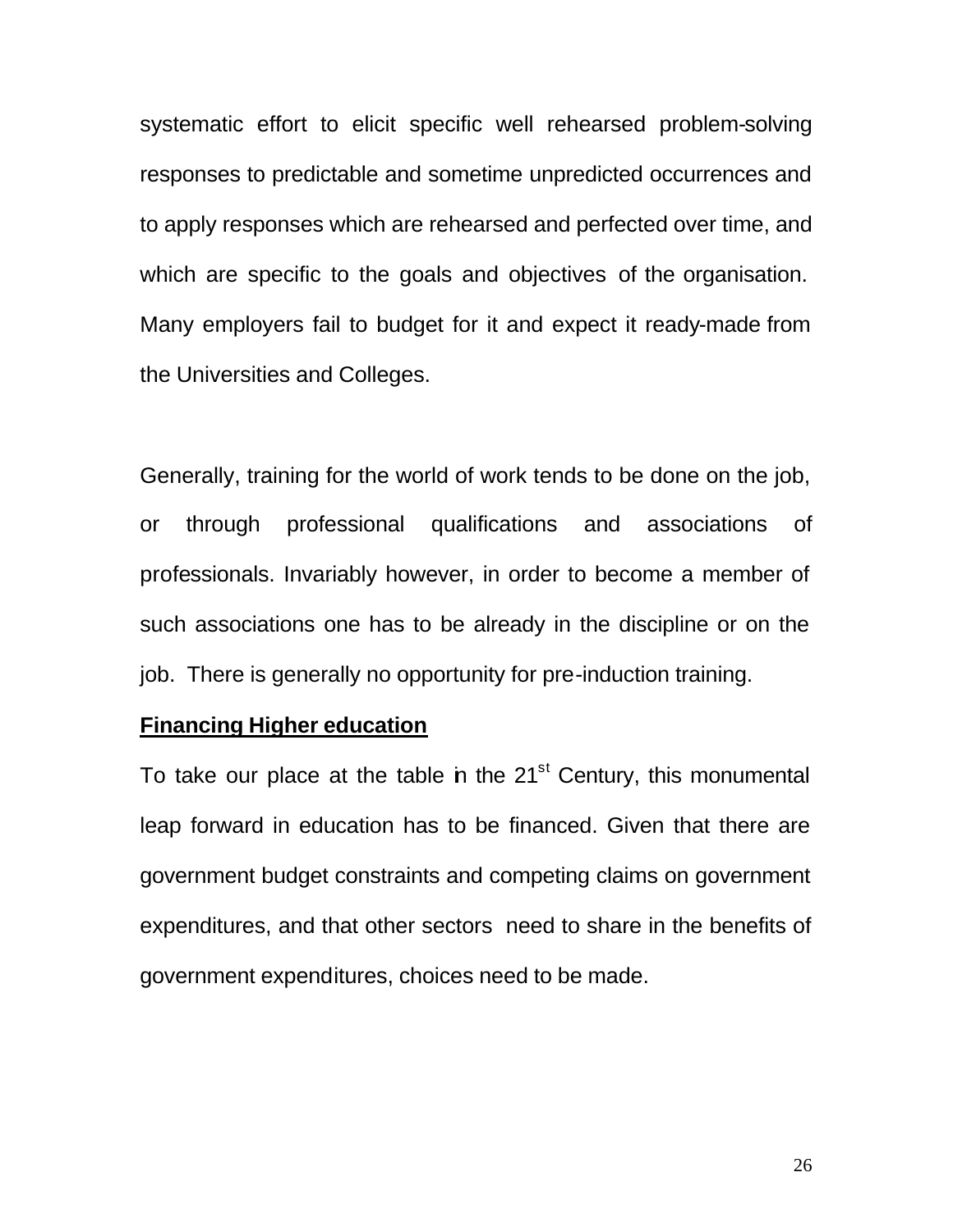systematic effort to elicit specific well rehearsed problem-solving responses to predictable and sometime unpredicted occurrences and to apply responses which are rehearsed and perfected over time, and which are specific to the goals and objectives of the organisation. Many employers fail to budget for it and expect it ready-made from the Universities and Colleges.

Generally, training for the world of work tends to be done on the job, or through professional qualifications and associations of professionals. Invariably however, in order to become a member of such associations one has to be already in the discipline or on the job. There is generally no opportunity for pre-induction training.

**Financing Higher education**

To take our place at the table in the 21st Century, this monumental leap forward in education has to be financed. Given that there are government budget constraints and competing claims on government expenditures, and that other sectors need to share in the benefits of government expenditures, choices need to be made.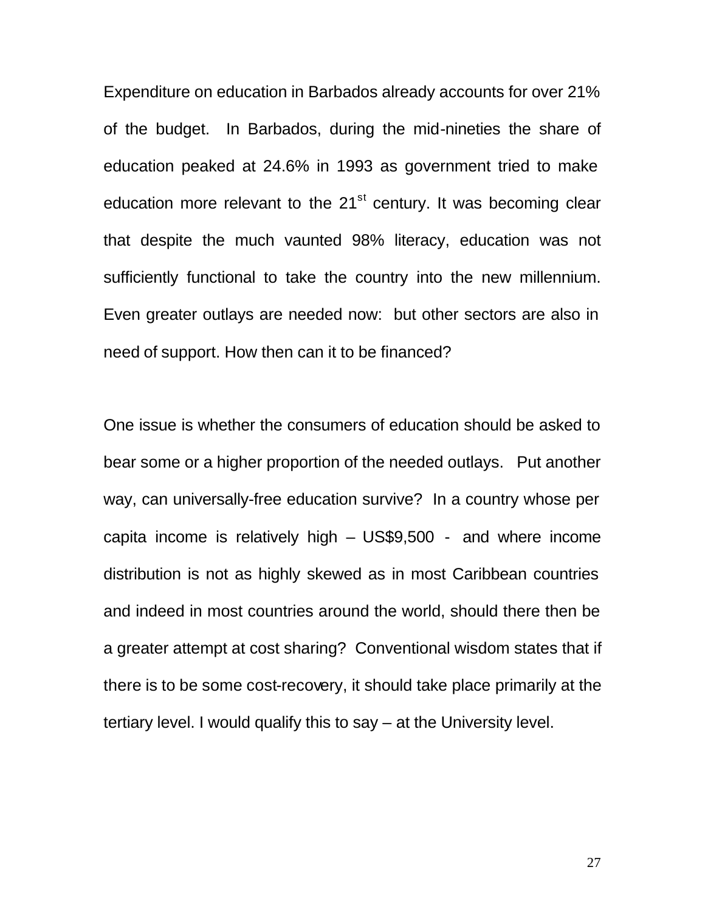Expenditure on education in Barbados already accounts for over 21% of the budget. In Barbados, during the mid-nineties the share of education peaked at 24.6% in 1993 as government tried to make education more relevant to the 21st century. It was becoming clear that despite the much vaunted 98% literacy, education was not sufficiently functional to take the country into the new millennium. Even greater outlays are needed now: but other sectors are also in need of support. How then can it to be financed?

One issue is whether the consumers of education should be asked to bear some or a higher proportion of the needed outlays. Put another way, can universally-free education survive? In a country whose per capita income is relatively high – US$9,500 - and where income distribution is not as highly skewed as in most Caribbean countries and indeed in most countries around the world, should there then be a greater attempt at cost sharing? Conventional wisdom states that if there is to be some cost-recovery, it should take place primarily at the tertiary level. I would qualify this to say – at the University level.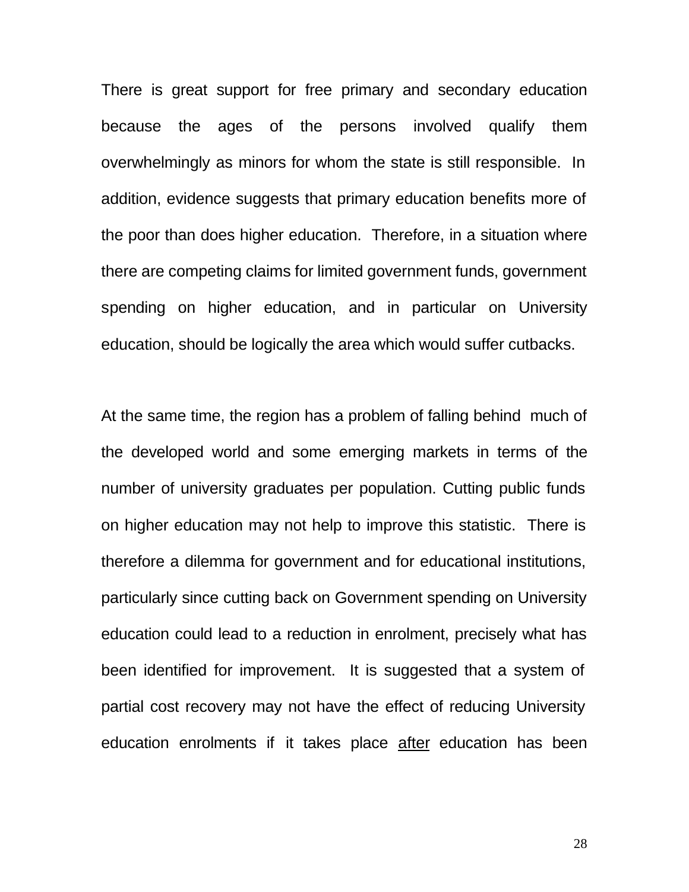There is great support for free primary and secondary education because the ages of the persons involved qualify them overwhelmingly as minors for whom the state is still responsible. In addition, evidence suggests that primary education benefits more of the poor than does higher education. Therefore, in a situation where there are competing claims for limited government funds, government spending on higher education, and in particular on University education, should be logically the area which would suffer cutbacks.

At the same time, the region has a problem of falling behind much of the developed world and some emerging markets in terms of the number of university graduates per population. Cutting public funds on higher education may not help to improve this statistic. There is therefore a dilemma for government and for educational institutions, particularly since cutting back on Government spending on University education could lead to a reduction in enrolment, precisely what has been identified for improvement. It is suggested that a system of partial cost recovery may not have the effect of reducing University education enrolments if it takes place <u>after</u> education has been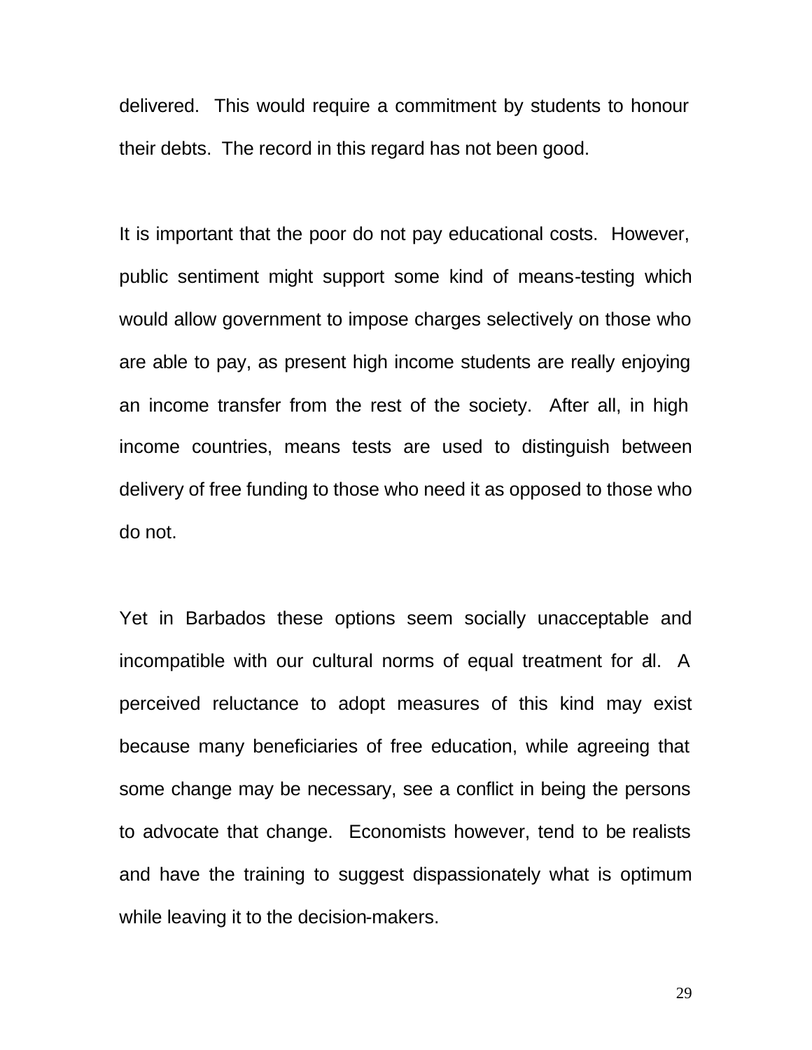delivered. This would require a commitment by students to honour their debts. The record in this regard has not been good.

It is important that the poor do not pay educational costs. However, public sentiment might support some kind of means-testing which would allow government to impose charges selectively on those who are able to pay, as present high income students are really enjoying an income transfer from the rest of the society. After all, in high income countries, means tests are used to distinguish between delivery of free funding to those who need it as opposed to those who do not.

Yet in Barbados these options seem socially unacceptable and incompatible with our cultural norms of equal treatment for all. A perceived reluctance to adopt measures of this kind may exist because many beneficiaries of free education, while agreeing that some change may be necessary, see a conflict in being the persons to advocate that change. Economists however, tend to be realists and have the training to suggest dispassionately what is optimum while leaving it to the decision-makers.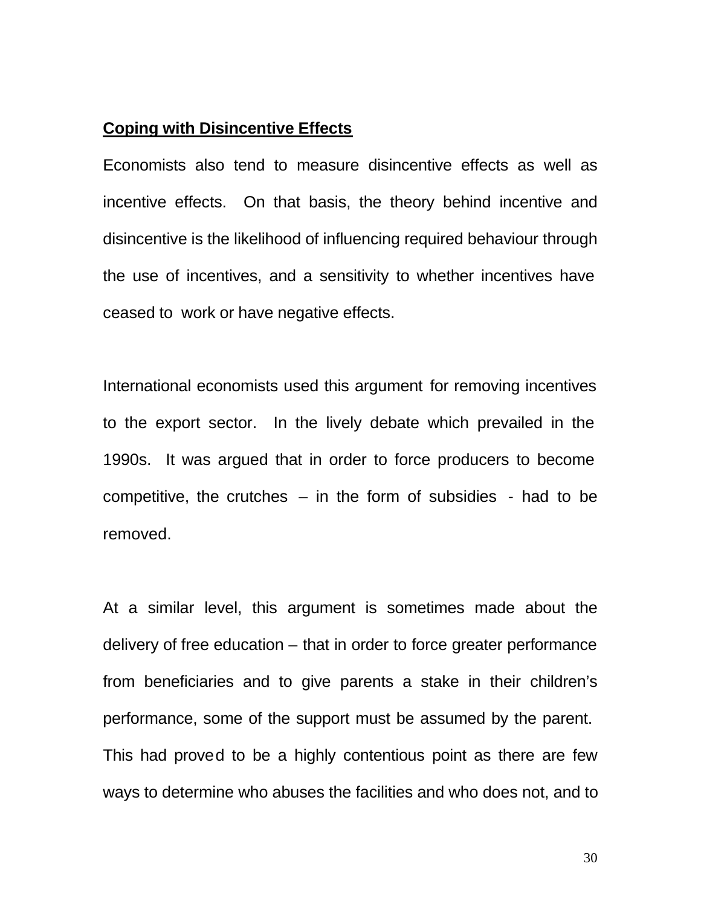**Coping with Disincentive Effects**

Economists also tend to measure disincentive effects as well as incentive effects. On that basis, the theory behind incentive and disincentive is the likelihood of influencing required behaviour through the use of incentives, and a sensitivity to whether incentives have ceased to work or have negative effects.

International economists used this argument for removing incentives to the export sector. In the lively debate which prevailed in the 1990s. It was argued that in order to force producers to become competitive, the crutches – in the form of subsidies - had to be removed.

At a similar level, this argument is sometimes made about the delivery of free education – that in order to force greater performance from beneficiaries and to give parents a stake in their children's performance, some of the support must be assumed by the parent. This had proved to be a highly contentious point as there are few ways to determine who abuses the facilities and who does not, and to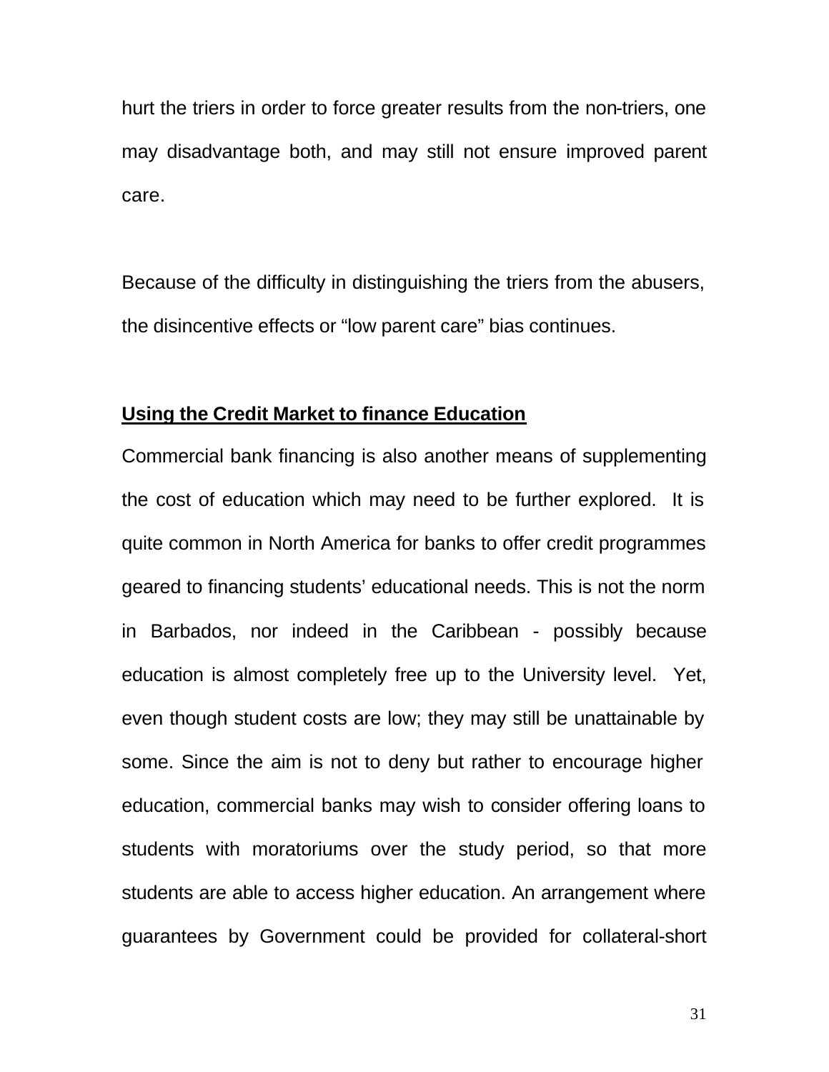hurt the triers in order to force greater results from the non-triers, one may disadvantage both, and may still not ensure improved parent care.

Because of the difficulty in distinguishing the triers from the abusers, the disincentive effects or "low parent care" bias continues.

**Using the Credit Market to finance Education**

Commercial bank financing is also another means of supplementing the cost of education which may need to be further explored. It is quite common in North America for banks to offer credit programmes geared to financing students' educational needs. This is not the norm in Barbados, nor indeed in the Caribbean - possibly because education is almost completely free up to the University level. Yet, even though student costs are low; they may still be unattainable by some. Since the aim is not to deny but rather to encourage higher education, commercial banks may wish to consider offering loans to students with moratoriums over the study period, so that more students are able to access higher education. An arrangement where guarantees by Government could be provided for collateral-short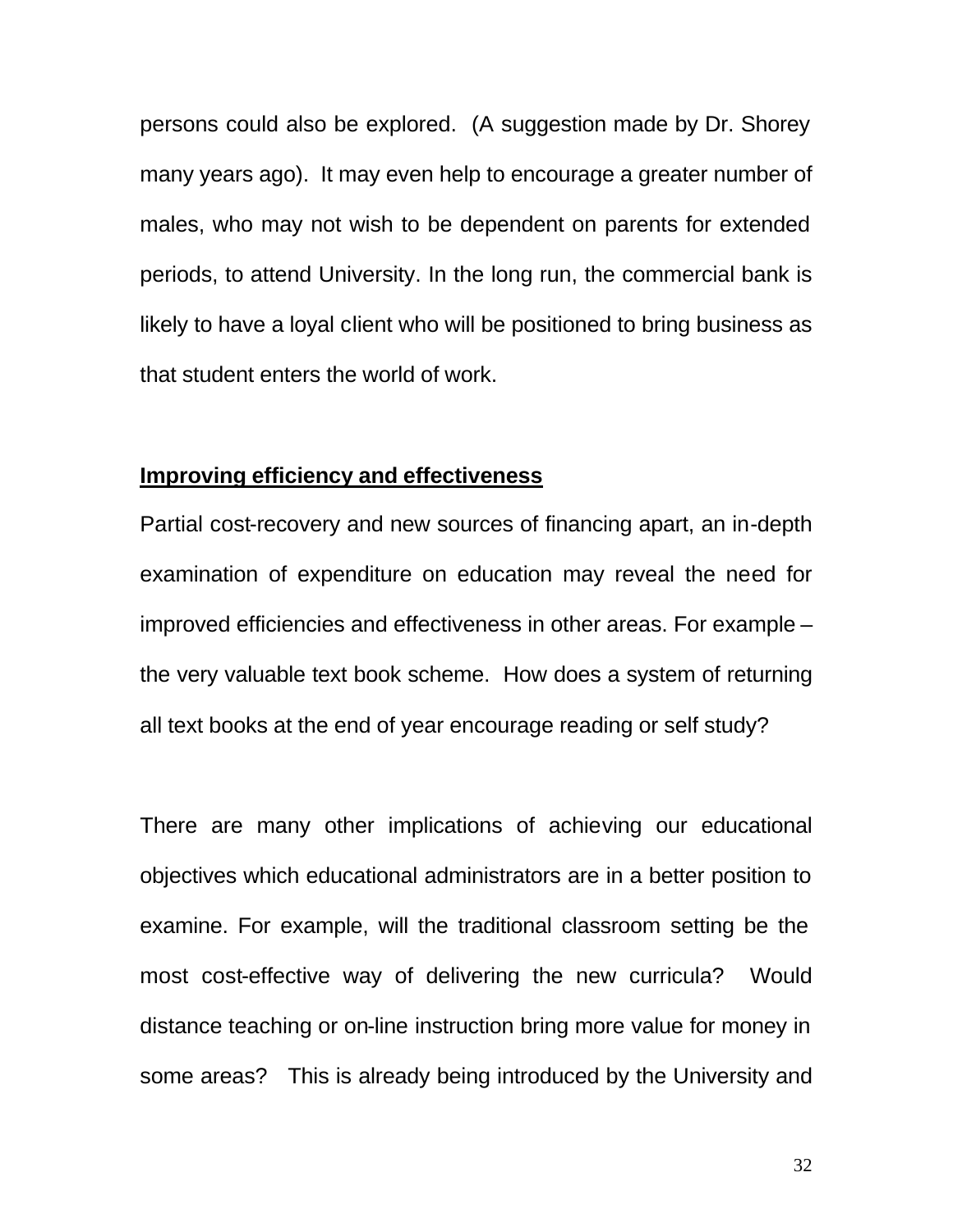persons could also be explored. (A suggestion made by Dr. Shorey many years ago). It may even help to encourage a greater number of males, who may not wish to be dependent on parents for extended periods, to attend University. In the long run, the commercial bank is likely to have a loyal client who will be positioned to bring business as that student enters the world of work.

**Improving efficiency and effectiveness**

Partial cost-recovery and new sources of financing apart, an in-depth examination of expenditure on education may reveal the need for improved efficiencies and effectiveness in other areas. For example – the very valuable text book scheme. How does a system of returning all text books at the end of year encourage reading or self study?

There are many other implications of achieving our educational objectives which educational administrators are in a better position to examine. For example, will the traditional classroom setting be the most cost-effective way of delivering the new curricula? Would distance teaching or on-line instruction bring more value for money in some areas? This is already being introduced by the University and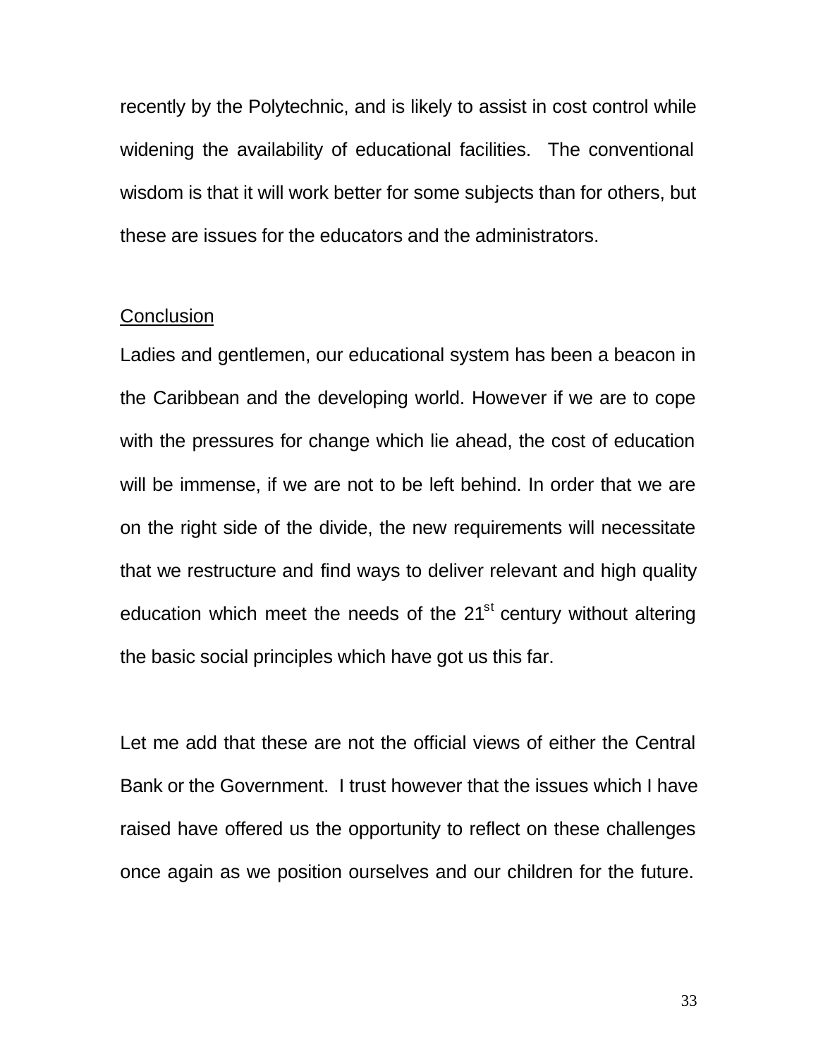recently by the Polytechnic, and is likely to assist in cost control while widening the availability of educational facilities. The conventional wisdom is that it will work better for some subjects than for others, but these are issues for the educators and the administrators.

## Conclusion

Ladies and gentlemen, our educational system has been a beacon in the Caribbean and the developing world. However if we are to cope with the pressures for change which lie ahead, the cost of education will be immense, if we are not to be left behind. In order that we are on the right side of the divide, the new requirements will necessitate that we restructure and find ways to deliver relevant and high quality education which meet the needs of the 21st century without altering the basic social principles which have got us this far.

Let me add that these are not the official views of either the Central Bank or the Government. I trust however that the issues which I have raised have offered us the opportunity to reflect on these challenges once again as we position ourselves and our children for the future.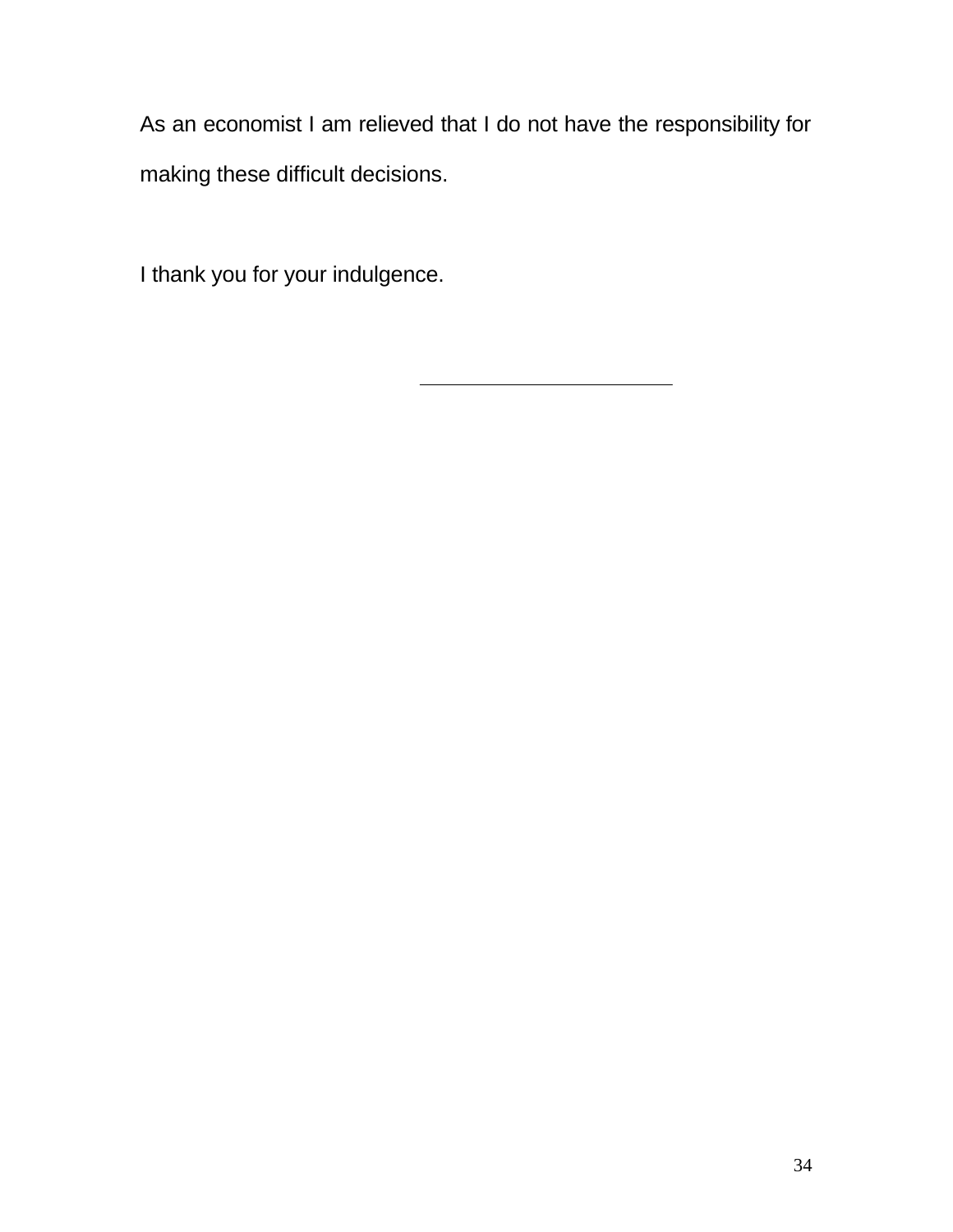As an economist I am relieved that I do not have the responsibility for making these difficult decisions.

I thank you for your indulgence.

---